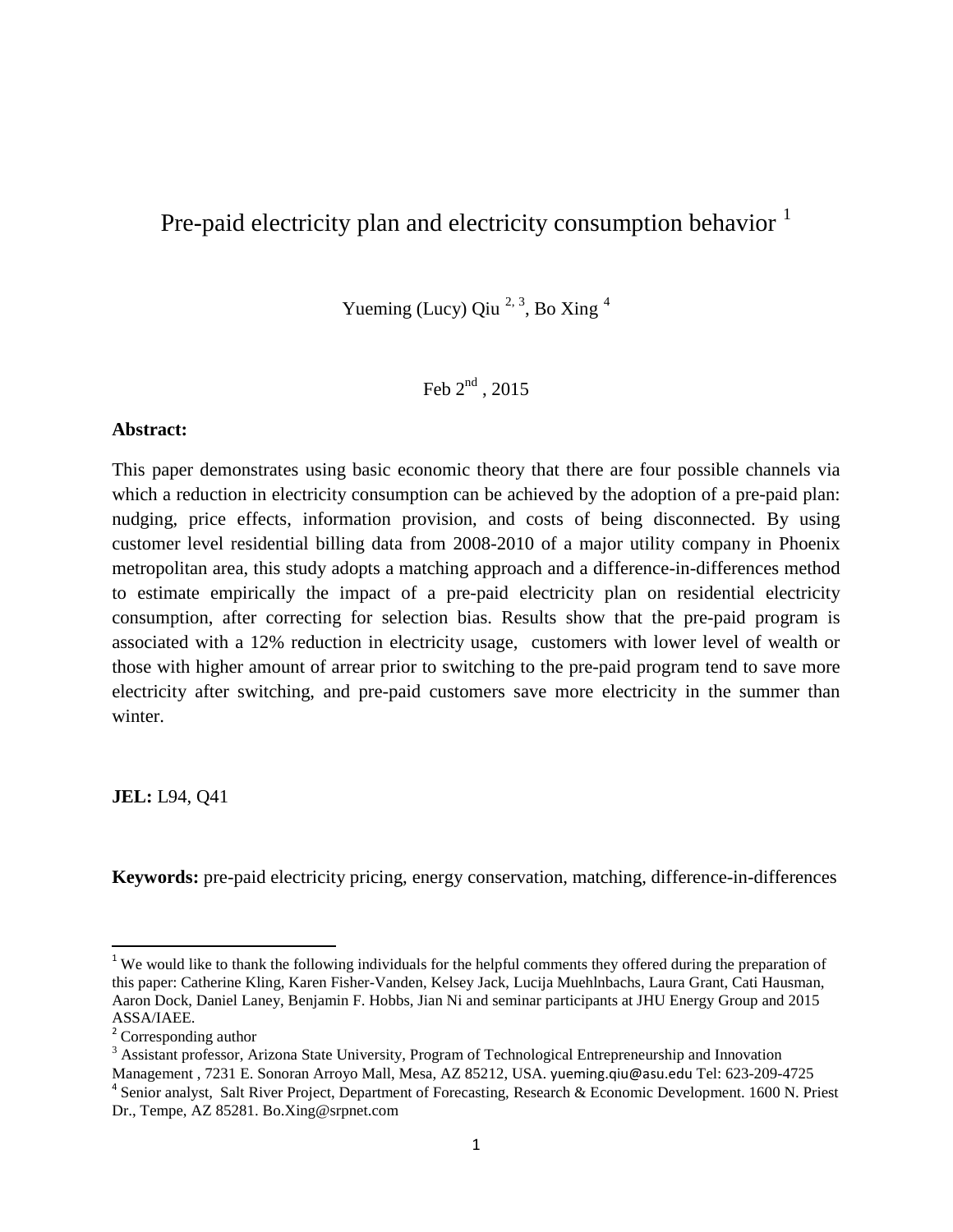# Pre-paid electricity plan and electricity consumption behavior [1]

Yueming (Lucy) Qiu [2, 3], Bo Xing [4]

Feb 2[nd] , 2015

**Abstract:**

This paper demonstrates using basic economic theory that there are four possible channels via which a reduction in electricity consumption can be achieved by the adoption of a pre-paid plan: nudging, price effects, information provision, and costs of being disconnected. By using customer level residential billing data from 2008-2010 of a major utility company in Phoenix metropolitan area, this study adopts a matching approach and a difference-in-differences method to estimate empirically the impact of a pre-paid electricity plan on residential electricity consumption, after correcting for selection bias. Results show that the pre-paid program is associated with a 12% reduction in electricity usage, customers with lower level of wealth or those with higher amount of arrear prior to switching to the pre-paid program tend to save more electricity after switching, and pre-paid customers save more electricity in the summer than winter.

**JEL:** L94, Q41

**Keywords:** pre-paid electricity pricing, energy conservation, matching, difference-in-differences

---

[1] We would like to thank the following individuals for the helpful comments they offered during the preparation of this paper: Catherine Kling, Karen Fisher-Vanden, Kelsey Jack, Lucija Muehlnbachs, Laura Grant, Cati Hausman, Aaron Dock, Daniel Laney, Benjamin F. Hobbs, Jian Ni and seminar participants at JHU Energy Group and 2015 ASSA/IAEE.

[2] Corresponding author

[3] Assistant professor, Arizona State University, Program of Technological Entrepreneurship and Innovation Management , 7231 E. Sonoran Arroyo Mall, Mesa, AZ 85212, USA. yueming.qiu@asu.edu Tel: 623-209-4725

[4] Senior analyst, Salt River Project, Department of Forecasting, Research & Economic Development. 1600 N. Priest Dr., Tempe, AZ 85281. Bo.Xing@srpnet.com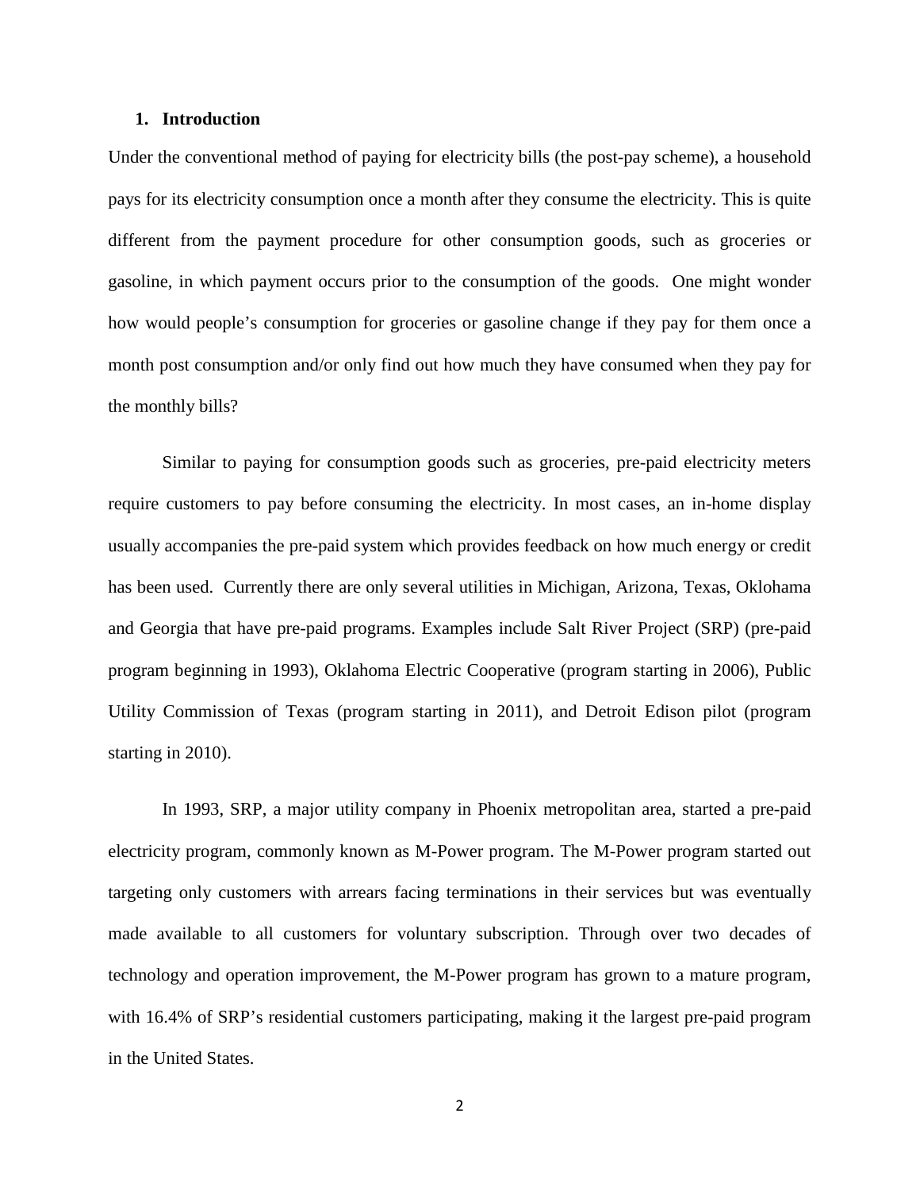## 1. Introduction

Under the conventional method of paying for electricity bills (the post-pay scheme), a household pays for its electricity consumption once a month after they consume the electricity. This is quite different from the payment procedure for other consumption goods, such as groceries or gasoline, in which payment occurs prior to the consumption of the goods. One might wonder how would people's consumption for groceries or gasoline change if they pay for them once a month post consumption and/or only find out how much they have consumed when they pay for the monthly bills?

Similar to paying for consumption goods such as groceries, pre-paid electricity meters require customers to pay before consuming the electricity. In most cases, an in-home display usually accompanies the pre-paid system which provides feedback on how much energy or credit has been used. Currently there are only several utilities in Michigan, Arizona, Texas, Oklohama and Georgia that have pre-paid programs. Examples include Salt River Project (SRP) (pre-paid program beginning in 1993), Oklahoma Electric Cooperative (program starting in 2006), Public Utility Commission of Texas (program starting in 2011), and Detroit Edison pilot (program starting in 2010).

In 1993, SRP, a major utility company in Phoenix metropolitan area, started a pre-paid electricity program, commonly known as M-Power program. The M-Power program started out targeting only customers with arrears facing terminations in their services but was eventually made available to all customers for voluntary subscription. Through over two decades of technology and operation improvement, the M-Power program has grown to a mature program, with 16.4% of SRP's residential customers participating, making it the largest pre-paid program in the United States.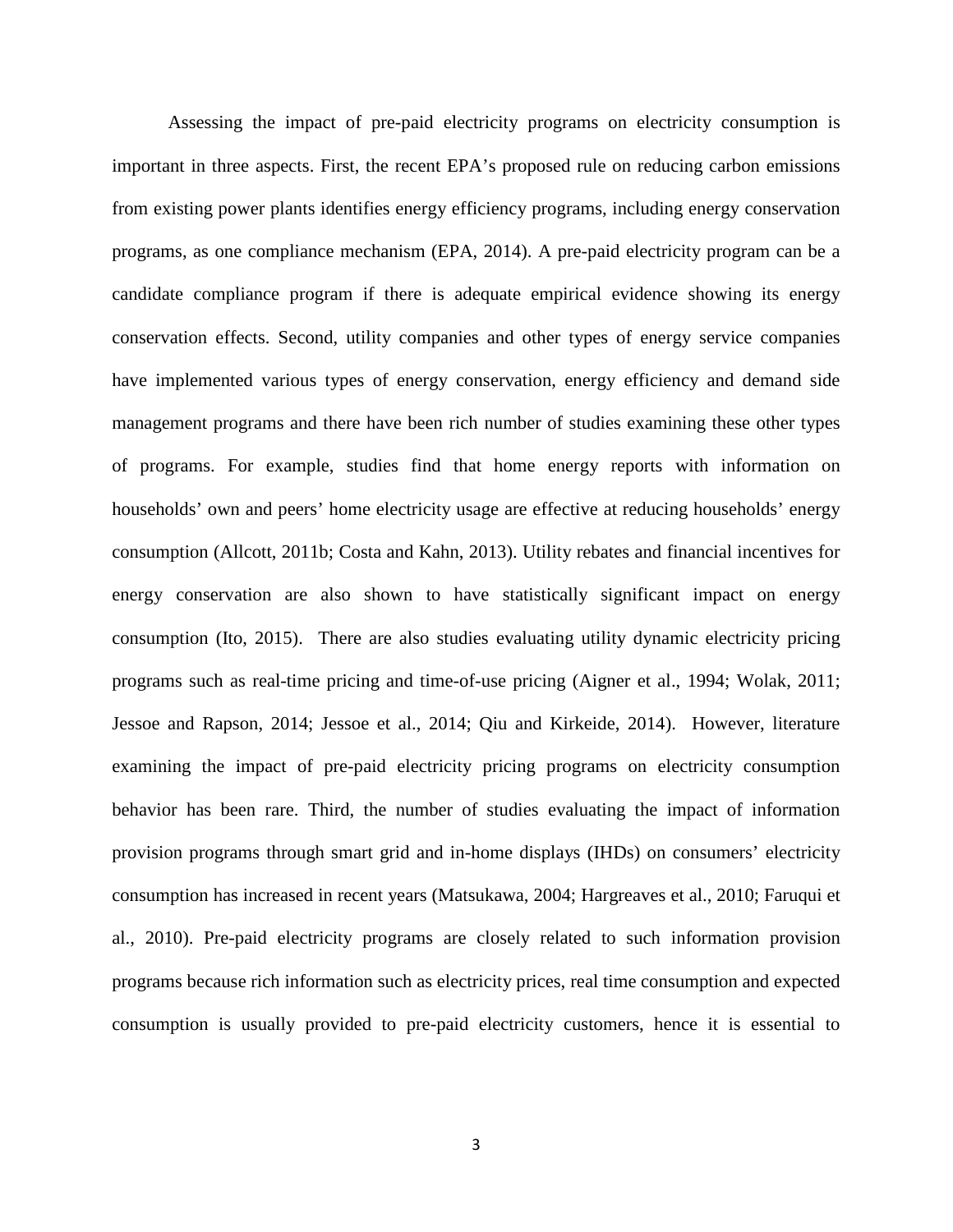Assessing the impact of pre-paid electricity programs on electricity consumption is important in three aspects. First, the recent EPA's proposed rule on reducing carbon emissions from existing power plants identifies energy efficiency programs, including energy conservation programs, as one compliance mechanism (EPA, 2014). A pre-paid electricity program can be a candidate compliance program if there is adequate empirical evidence showing its energy conservation effects. Second, utility companies and other types of energy service companies have implemented various types of energy conservation, energy efficiency and demand side management programs and there have been rich number of studies examining these other types of programs. For example, studies find that home energy reports with information on households' own and peers' home electricity usage are effective at reducing households' energy consumption (Allcott, 2011b; Costa and Kahn, 2013). Utility rebates and financial incentives for energy conservation are also shown to have statistically significant impact on energy consumption (Ito, 2015). There are also studies evaluating utility dynamic electricity pricing programs such as real-time pricing and time-of-use pricing (Aigner et al., 1994; Wolak, 2011; Jessoe and Rapson, 2014; Jessoe et al., 2014; Qiu and Kirkeide, 2014). However, literature examining the impact of pre-paid electricity pricing programs on electricity consumption behavior has been rare. Third, the number of studies evaluating the impact of information provision programs through smart grid and in-home displays (IHDs) on consumers' electricity consumption has increased in recent years (Matsukawa, 2004; Hargreaves et al., 2010; Faruqui et al., 2010). Pre-paid electricity programs are closely related to such information provision programs because rich information such as electricity prices, real time consumption and expected consumption is usually provided to pre-paid electricity customers, hence it is essential to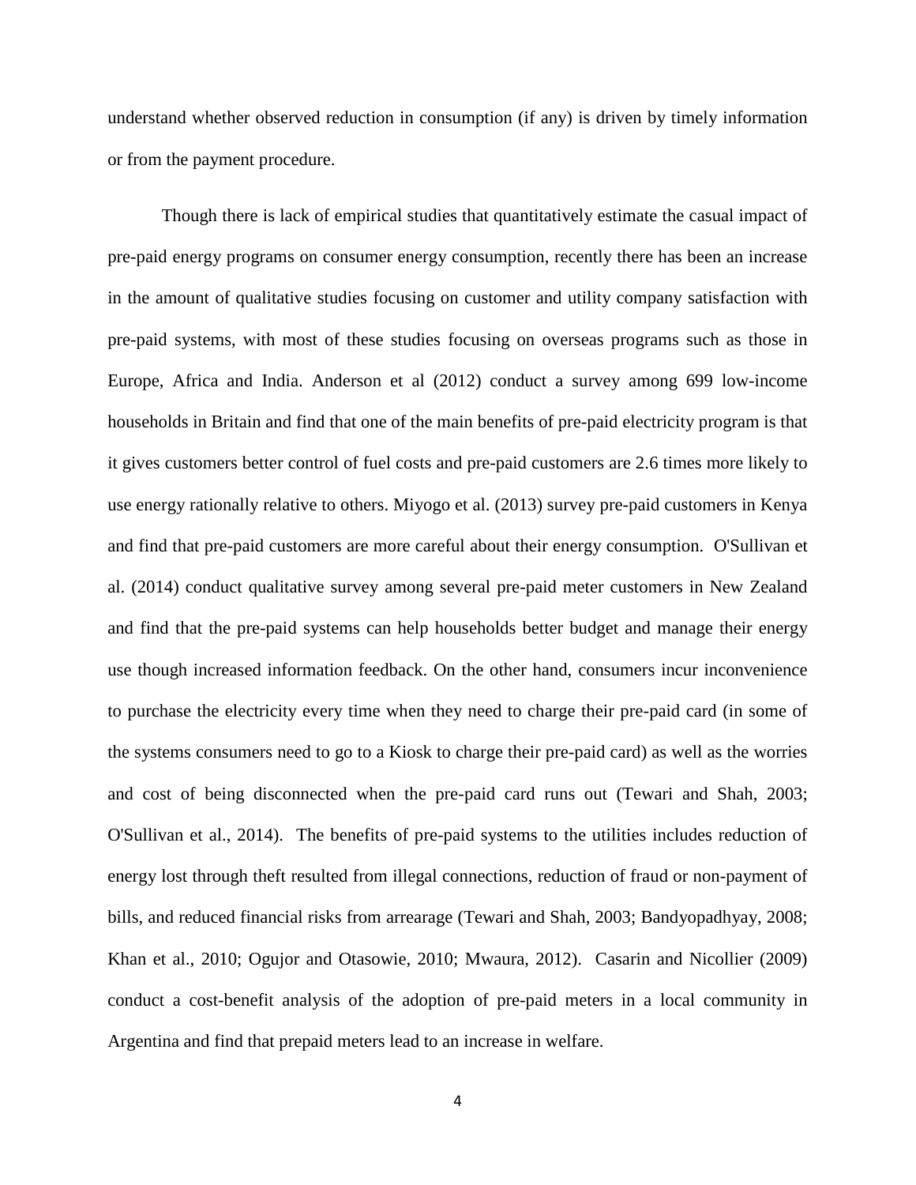understand whether observed reduction in consumption (if any) is driven by timely information or from the payment procedure.

Though there is lack of empirical studies that quantitatively estimate the casual impact of pre-paid energy programs on consumer energy consumption, recently there has been an increase in the amount of qualitative studies focusing on customer and utility company satisfaction with pre-paid systems, with most of these studies focusing on overseas programs such as those in Europe, Africa and India. Anderson et al (2012) conduct a survey among 699 low-income households in Britain and find that one of the main benefits of pre-paid electricity program is that it gives customers better control of fuel costs and pre-paid customers are 2.6 times more likely to use energy rationally relative to others. Miyogo et al. (2013) survey pre-paid customers in Kenya and find that pre-paid customers are more careful about their energy consumption. O'Sullivan et al. (2014) conduct qualitative survey among several pre-paid meter customers in New Zealand and find that the pre-paid systems can help households better budget and manage their energy use though increased information feedback. On the other hand, consumers incur inconvenience to purchase the electricity every time when they need to charge their pre-paid card (in some of the systems consumers need to go to a Kiosk to charge their pre-paid card) as well as the worries and cost of being disconnected when the pre-paid card runs out (Tewari and Shah, 2003; O'Sullivan et al., 2014). The benefits of pre-paid systems to the utilities includes reduction of energy lost through theft resulted from illegal connections, reduction of fraud or non-payment of bills, and reduced financial risks from arrearage (Tewari and Shah, 2003; Bandyopadhyay, 2008; Khan et al., 2010; Ogujor and Otasowie, 2010; Mwaura, 2012). Casarin and Nicollier (2009) conduct a cost-benefit analysis of the adoption of pre-paid meters in a local community in Argentina and find that prepaid meters lead to an increase in welfare.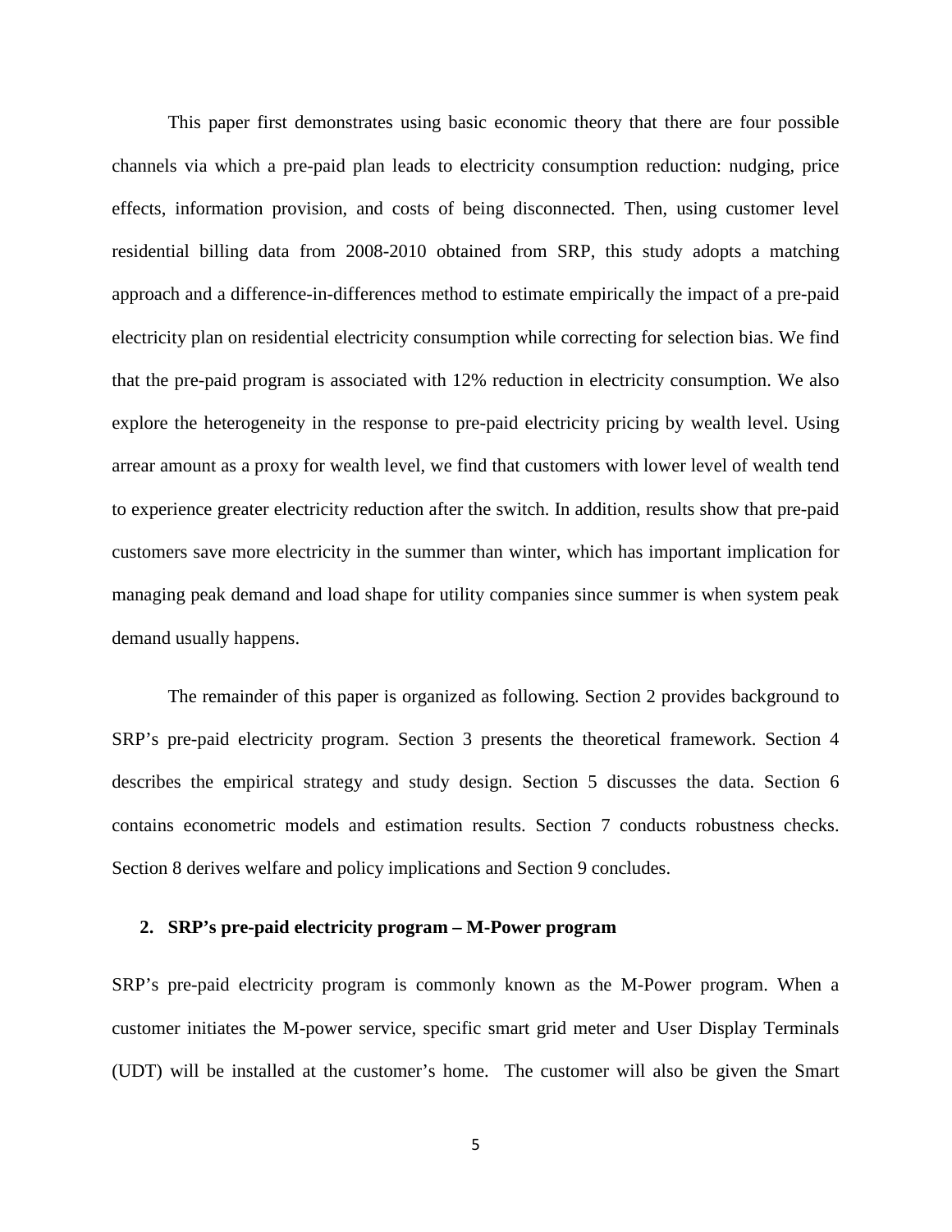This paper first demonstrates using basic economic theory that there are four possible channels via which a pre-paid plan leads to electricity consumption reduction: nudging, price effects, information provision, and costs of being disconnected. Then, using customer level residential billing data from 2008-2010 obtained from SRP, this study adopts a matching approach and a difference-in-differences method to estimate empirically the impact of a pre-paid electricity plan on residential electricity consumption while correcting for selection bias. We find that the pre-paid program is associated with 12% reduction in electricity consumption. We also explore the heterogeneity in the response to pre-paid electricity pricing by wealth level. Using arrear amount as a proxy for wealth level, we find that customers with lower level of wealth tend to experience greater electricity reduction after the switch. In addition, results show that pre-paid customers save more electricity in the summer than winter, which has important implication for managing peak demand and load shape for utility companies since summer is when system peak demand usually happens.

The remainder of this paper is organized as following. Section 2 provides background to SRP's pre-paid electricity program. Section 3 presents the theoretical framework. Section 4 describes the empirical strategy and study design. Section 5 discusses the data. Section 6 contains econometric models and estimation results. Section 7 conducts robustness checks. Section 8 derives welfare and policy implications and Section 9 concludes.

## 2. SRP's pre-paid electricity program – M-Power program

SRP's pre-paid electricity program is commonly known as the M-Power program. When a customer initiates the M-power service, specific smart grid meter and User Display Terminals (UDT) will be installed at the customer's home. The customer will also be given the Smart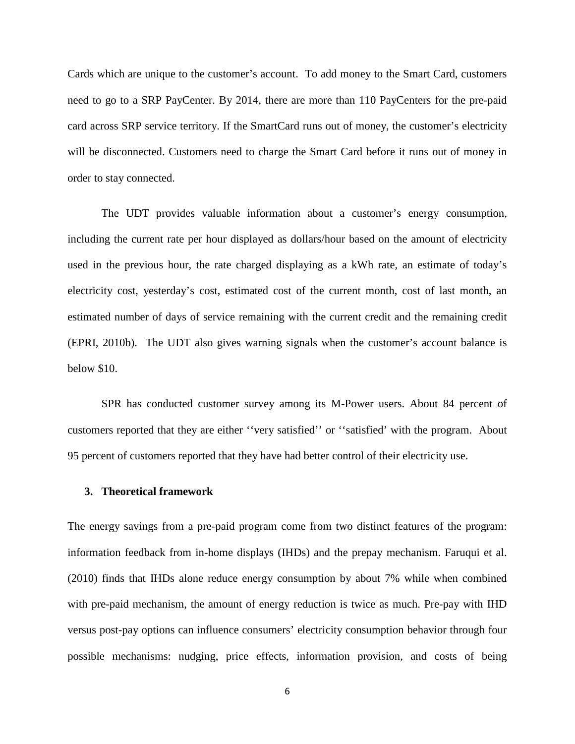Cards which are unique to the customer's account. To add money to the Smart Card, customers need to go to a SRP PayCenter. By 2014, there are more than 110 PayCenters for the pre-paid card across SRP service territory. If the SmartCard runs out of money, the customer's electricity will be disconnected. Customers need to charge the Smart Card before it runs out of money in order to stay connected.

The UDT provides valuable information about a customer's energy consumption, including the current rate per hour displayed as dollars/hour based on the amount of electricity used in the previous hour, the rate charged displaying as a kWh rate, an estimate of today's electricity cost, yesterday's cost, estimated cost of the current month, cost of last month, an estimated number of days of service remaining with the current credit and the remaining credit (EPRI, 2010b). The UDT also gives warning signals when the customer's account balance is below $10.

SPR has conducted customer survey among its M-Power users. About 84 percent of customers reported that they are either ''very satisfied'' or ''satisfied' with the program. About 95 percent of customers reported that they have had better control of their electricity use.

## 3. Theoretical framework

The energy savings from a pre-paid program come from two distinct features of the program: information feedback from in-home displays (IHDs) and the prepay mechanism. Faruqui et al. (2010) finds that IHDs alone reduce energy consumption by about 7% while when combined with pre-paid mechanism, the amount of energy reduction is twice as much. Pre-pay with IHD versus post-pay options can influence consumers' electricity consumption behavior through four possible mechanisms: nudging, price effects, information provision, and costs of being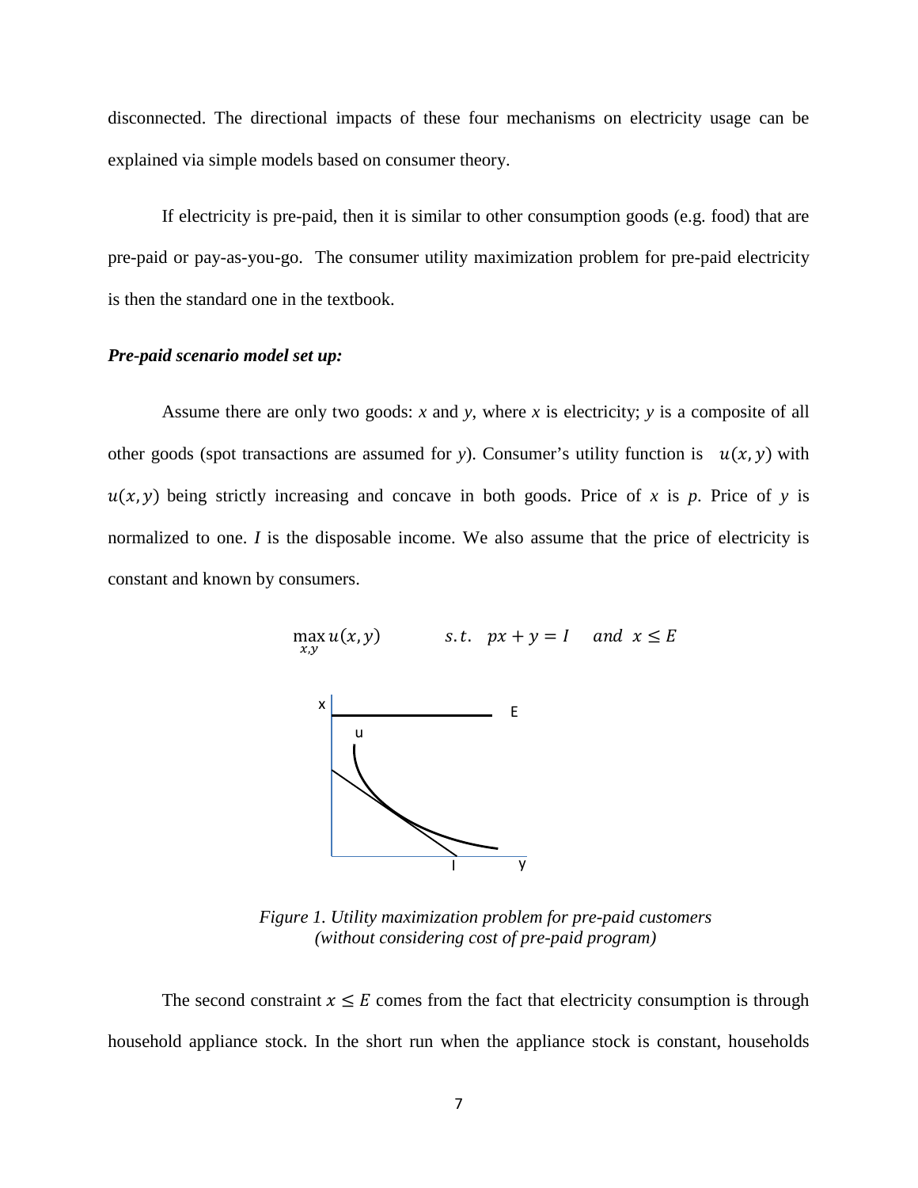disconnected. The directional impacts of these four mechanisms on electricity usage can be explained via simple models based on consumer theory.

If electricity is pre-paid, then it is similar to other consumption goods (e.g. food) that are pre-paid or pay-as-you-go. The consumer utility maximization problem for pre-paid electricity is then the standard one in the textbook.

***Pre-paid scenario model set up:***

Assume there are only two goods: $x$ and $y$, where $x$ is electricity; $y$ is a composite of all other goods (spot transactions are assumed for $y$). Consumer's utility function is $u(x, y)$ with $u(x, y)$ being strictly increasing and concave in both goods. Price of $x$ is $p$. Price of $y$ is normalized to one. $I$ is the disposable income. We also assume that the price of electricity is constant and known by consumers.

$$\max_{x,y} u(x, y) \qquad s.t. \quad px + y = I \quad and \;\; x \leq E$$

*Figure 1. Utility maximization problem for pre-paid customers (without considering cost of pre-paid program)*

The second constraint $x \leq E$ comes from the fact that electricity consumption is through household appliance stock. In the short run when the appliance stock is constant, households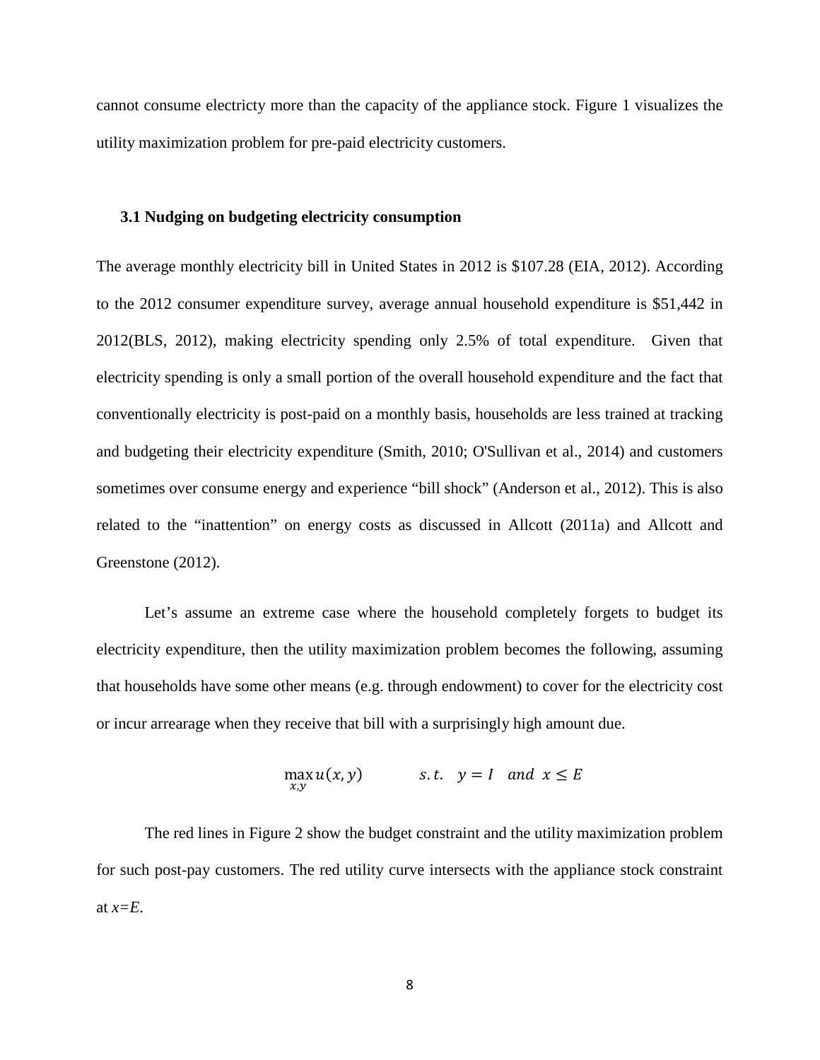cannot consume electricty more than the capacity of the appliance stock. Figure 1 visualizes the utility maximization problem for pre-paid electricity customers.

### 3.1 Nudging on budgeting electricity consumption

The average monthly electricity bill in United States in 2012 is \$107.28 (EIA, 2012). According to the 2012 consumer expenditure survey, average annual household expenditure is \$51,442 in 2012(BLS, 2012), making electricity spending only 2.5% of total expenditure. Given that electricity spending is only a small portion of the overall household expenditure and the fact that conventionally electricity is post-paid on a monthly basis, households are less trained at tracking and budgeting their electricity expenditure (Smith, 2010; O'Sullivan et al., 2014) and customers sometimes over consume energy and experience "bill shock" (Anderson et al., 2012). This is also related to the "inattention" on energy costs as discussed in Allcott (2011a) and Allcott and Greenstone (2012).

Let's assume an extreme case where the household completely forgets to budget its electricity expenditure, then the utility maximization problem becomes the following, assuming that households have some other means (e.g. through endowment) to cover for the electricity cost or incur arrearage when they receive that bill with a surprisingly high amount due.

$$\max_{x,y} u(x,y) \qquad s.t. \quad y = I \quad and \quad x \leq E$$

The red lines in Figure 2 show the budget constraint and the utility maximization problem for such post-pay customers. The red utility curve intersects with the appliance stock constraint at $x=E$.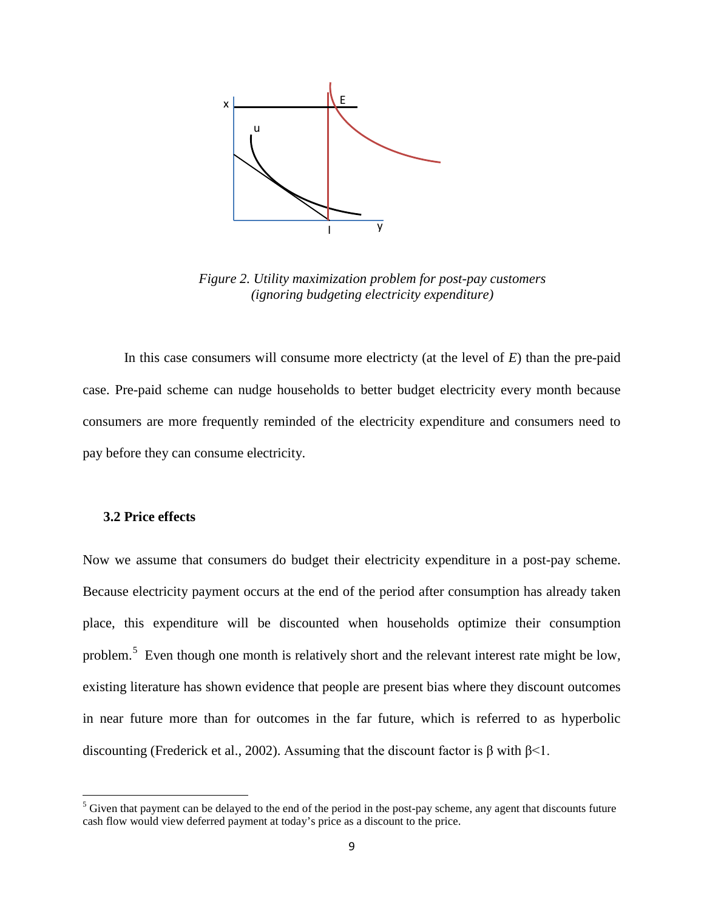*Figure 2. Utility maximization problem for post-pay customers (ignoring budgeting electricity expenditure)*

In this case consumers will consume more electricty (at the level of *E*) than the pre-paid case. Pre-paid scheme can nudge households to better budget electricity every month because consumers are more frequently reminded of the electricity expenditure and consumers need to pay before they can consume electricity.

### 3.2 Price effects

Now we assume that consumers do budget their electricity expenditure in a post-pay scheme. Because electricity payment occurs at the end of the period after consumption has already taken place, this expenditure will be discounted when households optimize their consumption problem.[5] Even though one month is relatively short and the relevant interest rate might be low, existing literature has shown evidence that people are present bias where they discount outcomes in near future more than for outcomes in the far future, which is referred to as hyperbolic discounting (Frederick et al., 2002). Assuming that the discount factor is $\beta$ with $\beta<1$.

[5] Given that payment can be delayed to the end of the period in the post-pay scheme, any agent that discounts future cash flow would view deferred payment at today's price as a discount to the price.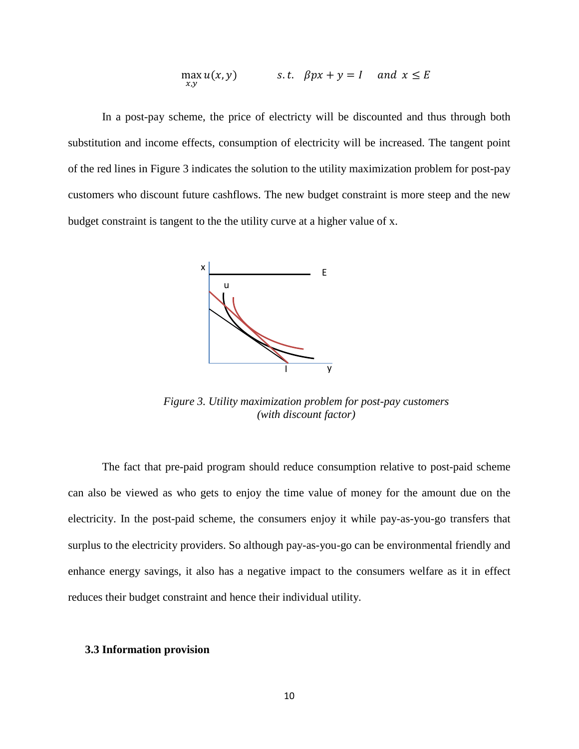$$\max_{x,y} u(x,y) \qquad s.t. \quad \beta px + y = I \quad and \;\; x \leq E$$

In a post-pay scheme, the price of electricty will be discounted and thus through both substitution and income effects, consumption of electricity will be increased. The tangent point of the red lines in Figure 3 indicates the solution to the utility maximization problem for post-pay customers who discount future cashflows. The new budget constraint is more steep and the new budget constraint is tangent to the the utility curve at a higher value of x.

*Figure 3. Utility maximization problem for post-pay customers (with discount factor)*

The fact that pre-paid program should reduce consumption relative to post-paid scheme can also be viewed as who gets to enjoy the time value of money for the amount due on the electricity. In the post-paid scheme, the consumers enjoy it while pay-as-you-go transfers that surplus to the electricity providers. So although pay-as-you-go can be environmental friendly and enhance energy savings, it also has a negative impact to the consumers welfare as it in effect reduces their budget constraint and hence their individual utility.

### 3.3 Information provision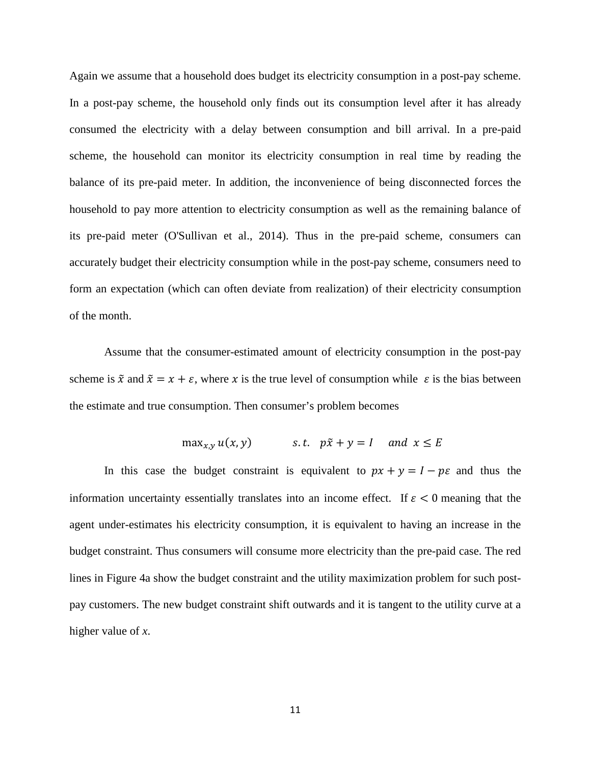Again we assume that a household does budget its electricity consumption in a post-pay scheme. In a post-pay scheme, the household only finds out its consumption level after it has already consumed the electricity with a delay between consumption and bill arrival. In a pre-paid scheme, the household can monitor its electricity consumption in real time by reading the balance of its pre-paid meter. In addition, the inconvenience of being disconnected forces the household to pay more attention to electricity consumption as well as the remaining balance of its pre-paid meter (O'Sullivan et al., 2014). Thus in the pre-paid scheme, consumers can accurately budget their electricity consumption while in the post-pay scheme, consumers need to form an expectation (which can often deviate from realization) of their electricity consumption of the month.

Assume that the consumer-estimated amount of electricity consumption in the post-pay scheme is $\tilde{x}$ and $\tilde{x} = x + \varepsilon$, where $x$ is the true level of consumption while $\varepsilon$ is the bias between the estimate and true consumption. Then consumer's problem becomes

$$\max_{x,y} u(x, y) \qquad s.t. \quad p\tilde{x} + y = I \quad and \;\; x \leq E$$

In this case the budget constraint is equivalent to $px + y = I - p\varepsilon$ and thus the information uncertainty essentially translates into an income effect. If $\varepsilon < 0$ meaning that the agent under-estimates his electricity consumption, it is equivalent to having an increase in the budget constraint. Thus consumers will consume more electricity than the pre-paid case. The red lines in Figure 4a show the budget constraint and the utility maximization problem for such post-pay customers. The new budget constraint shift outwards and it is tangent to the utility curve at a higher value of *x*.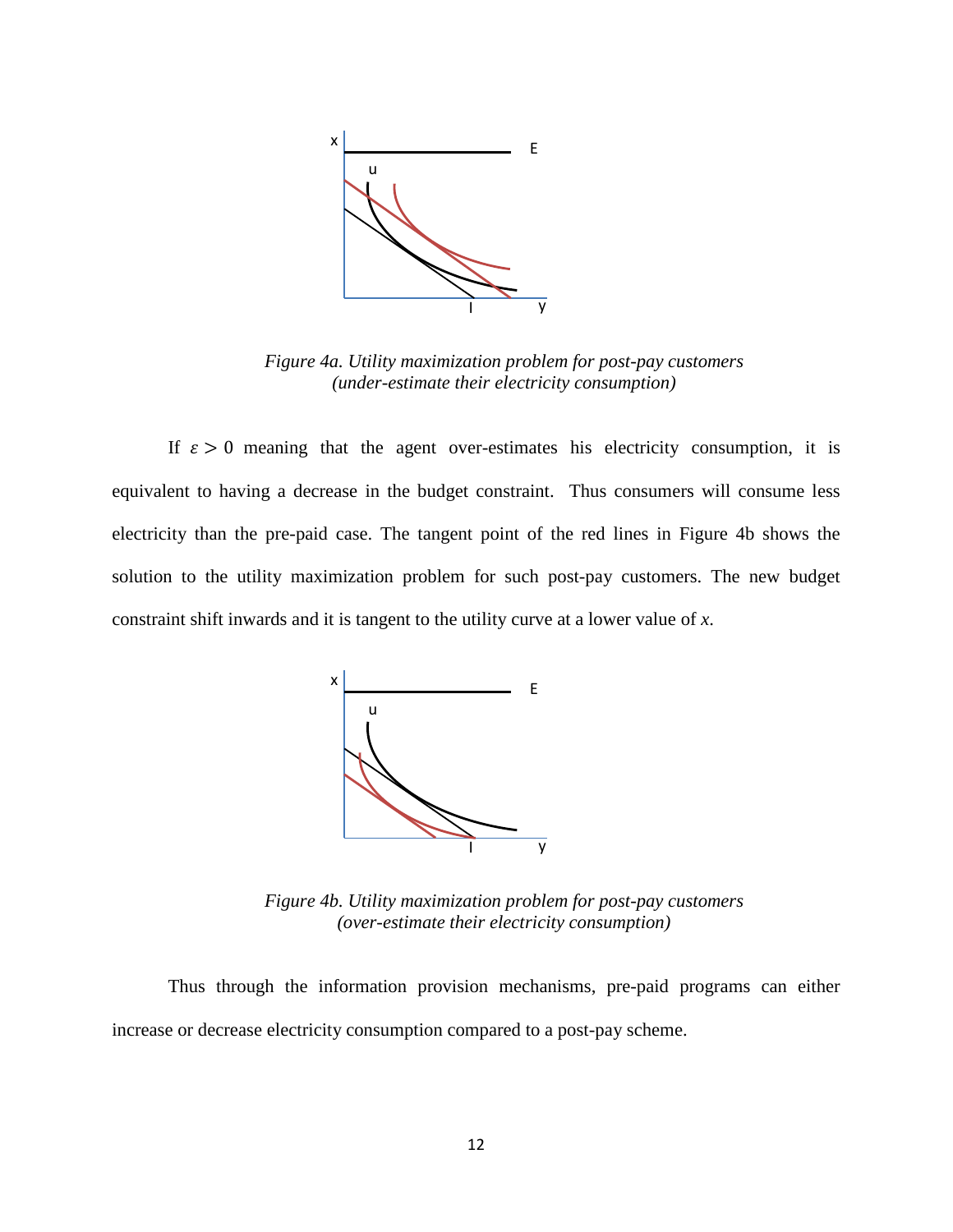*Figure 4a. Utility maximization problem for post-pay customers (under-estimate their electricity consumption)*

If $\varepsilon > 0$ meaning that the agent over-estimates his electricity consumption, it is equivalent to having a decrease in the budget constraint. Thus consumers will consume less electricity than the pre-paid case. The tangent point of the red lines in Figure 4b shows the solution to the utility maximization problem for such post-pay customers. The new budget constraint shift inwards and it is tangent to the utility curve at a lower value of *x*.

*Figure 4b. Utility maximization problem for post-pay customers (over-estimate their electricity consumption)*

Thus through the information provision mechanisms, pre-paid programs can either increase or decrease electricity consumption compared to a post-pay scheme.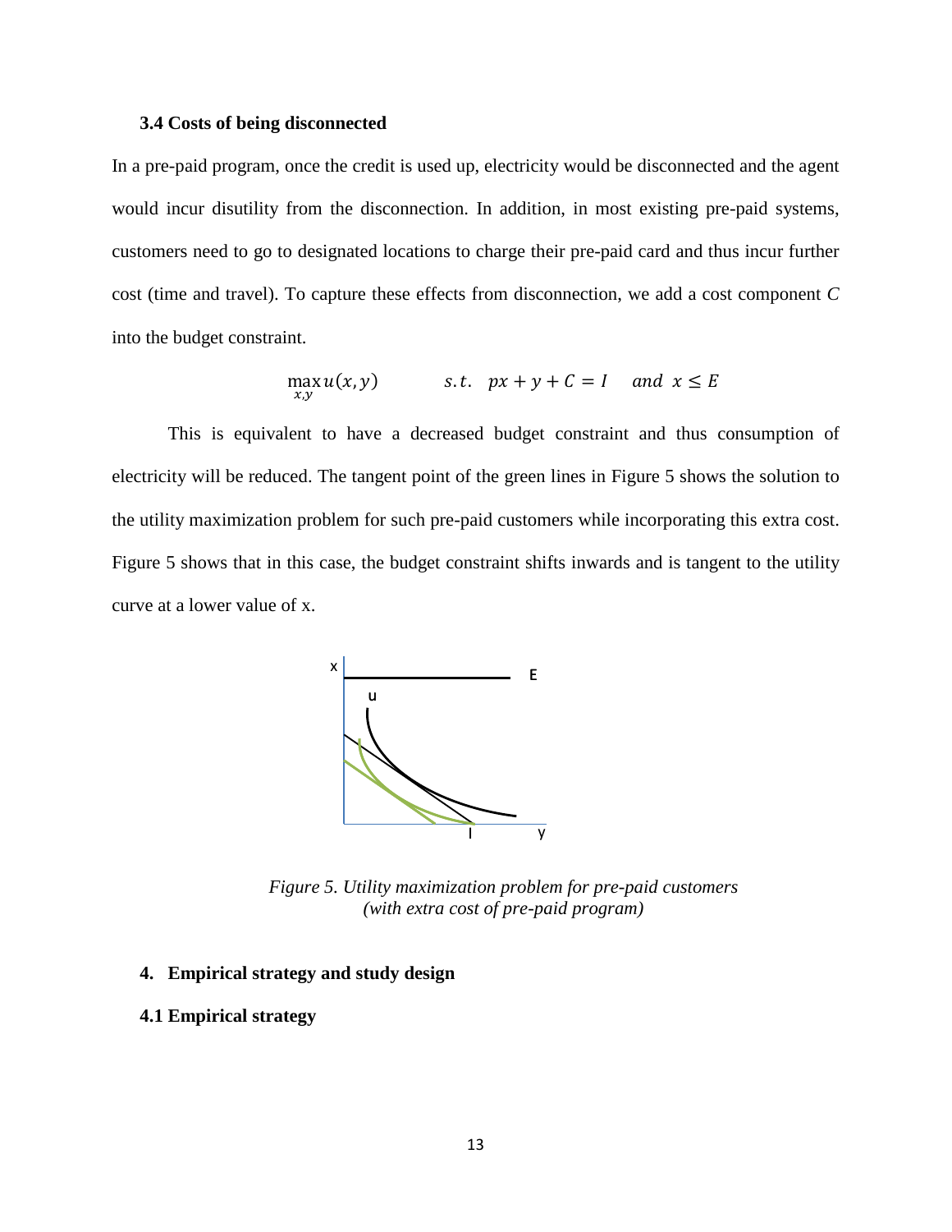### 3.4 Costs of being disconnected

In a pre-paid program, once the credit is used up, electricity would be disconnected and the agent would incur disutility from the disconnection. In addition, in most existing pre-paid systems, customers need to go to designated locations to charge their pre-paid card and thus incur further cost (time and travel). To capture these effects from disconnection, we add a cost component *C* into the budget constraint.

$$\max_{x,y} u(x,y) \qquad s.t. \quad px + y + C = I \quad and \ \ x \leq E$$

This is equivalent to have a decreased budget constraint and thus consumption of electricity will be reduced. The tangent point of the green lines in Figure 5 shows the solution to the utility maximization problem for such pre-paid customers while incorporating this extra cost. Figure 5 shows that in this case, the budget constraint shifts inwards and is tangent to the utility curve at a lower value of x.

*Figure 5. Utility maximization problem for pre-paid customers (with extra cost of pre-paid program)*

## 4. Empirical strategy and study design

### 4.1 Empirical strategy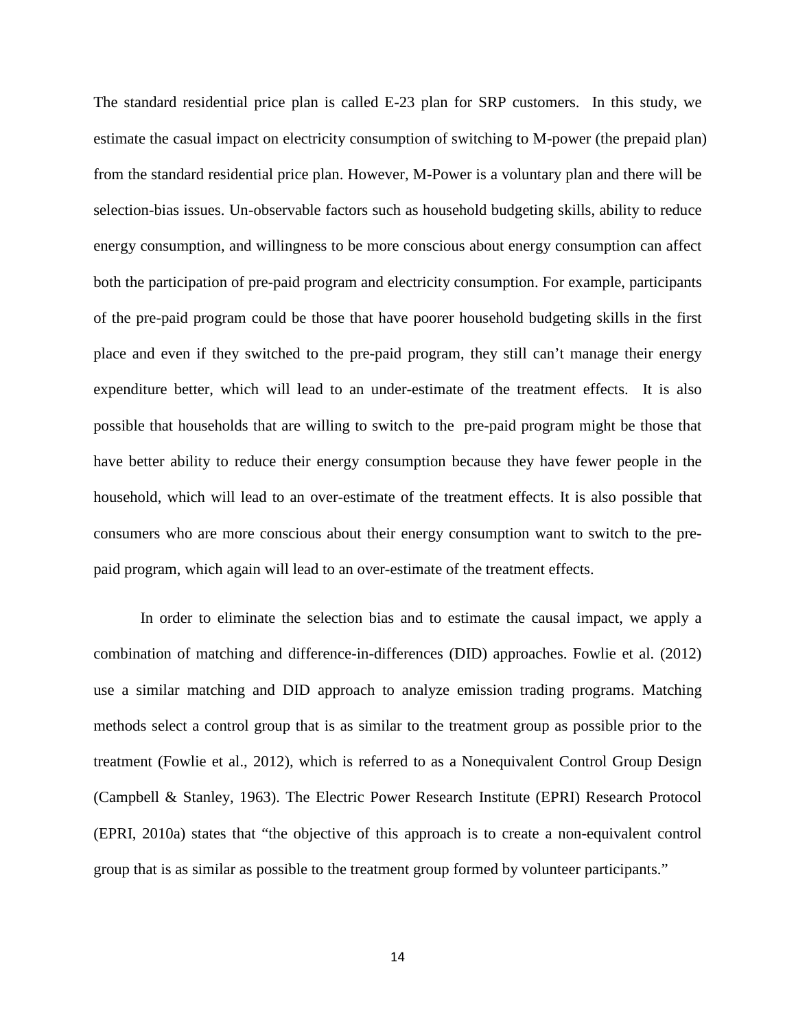The standard residential price plan is called E-23 plan for SRP customers. In this study, we estimate the casual impact on electricity consumption of switching to M-power (the prepaid plan) from the standard residential price plan. However, M-Power is a voluntary plan and there will be selection-bias issues. Un-observable factors such as household budgeting skills, ability to reduce energy consumption, and willingness to be more conscious about energy consumption can affect both the participation of pre-paid program and electricity consumption. For example, participants of the pre-paid program could be those that have poorer household budgeting skills in the first place and even if they switched to the pre-paid program, they still can't manage their energy expenditure better, which will lead to an under-estimate of the treatment effects. It is also possible that households that are willing to switch to the pre-paid program might be those that have better ability to reduce their energy consumption because they have fewer people in the household, which will lead to an over-estimate of the treatment effects. It is also possible that consumers who are more conscious about their energy consumption want to switch to the pre-paid program, which again will lead to an over-estimate of the treatment effects.

In order to eliminate the selection bias and to estimate the causal impact, we apply a combination of matching and difference-in-differences (DID) approaches. Fowlie et al. (2012) use a similar matching and DID approach to analyze emission trading programs. Matching methods select a control group that is as similar to the treatment group as possible prior to the treatment (Fowlie et al., 2012), which is referred to as a Nonequivalent Control Group Design (Campbell & Stanley, 1963). The Electric Power Research Institute (EPRI) Research Protocol (EPRI, 2010a) states that "the objective of this approach is to create a non-equivalent control group that is as similar as possible to the treatment group formed by volunteer participants."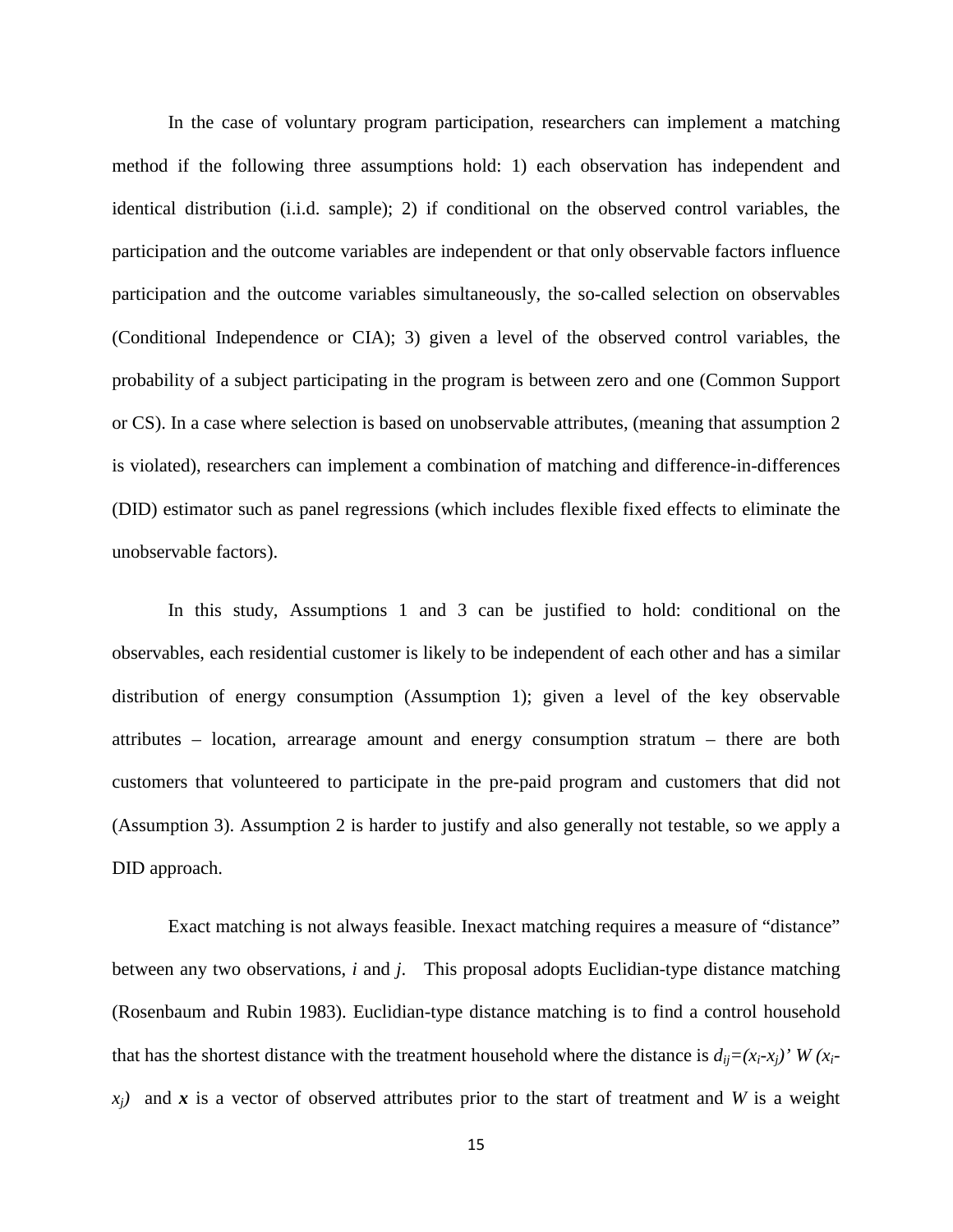In the case of voluntary program participation, researchers can implement a matching method if the following three assumptions hold: 1) each observation has independent and identical distribution (i.i.d. sample); 2) if conditional on the observed control variables, the participation and the outcome variables are independent or that only observable factors influence participation and the outcome variables simultaneously, the so-called selection on observables (Conditional Independence or CIA); 3) given a level of the observed control variables, the probability of a subject participating in the program is between zero and one (Common Support or CS). In a case where selection is based on unobservable attributes, (meaning that assumption 2 is violated), researchers can implement a combination of matching and difference-in-differences (DID) estimator such as panel regressions (which includes flexible fixed effects to eliminate the unobservable factors).

In this study, Assumptions 1 and 3 can be justified to hold: conditional on the observables, each residential customer is likely to be independent of each other and has a similar distribution of energy consumption (Assumption 1); given a level of the key observable attributes – location, arrearage amount and energy consumption stratum – there are both customers that volunteered to participate in the pre-paid program and customers that did not (Assumption 3). Assumption 2 is harder to justify and also generally not testable, so we apply a DID approach.

Exact matching is not always feasible. Inexact matching requires a measure of "distance" between any two observations, $i$ and $j$. This proposal adopts Euclidian-type distance matching (Rosenbaum and Rubin 1983). Euclidian-type distance matching is to find a control household that has the shortest distance with the treatment household where the distance is $d_{ij}=(x_i-x_j)' W (x_i-x_j)$ and $\boldsymbol{x}$ is a vector of observed attributes prior to the start of treatment and $W$ is a weight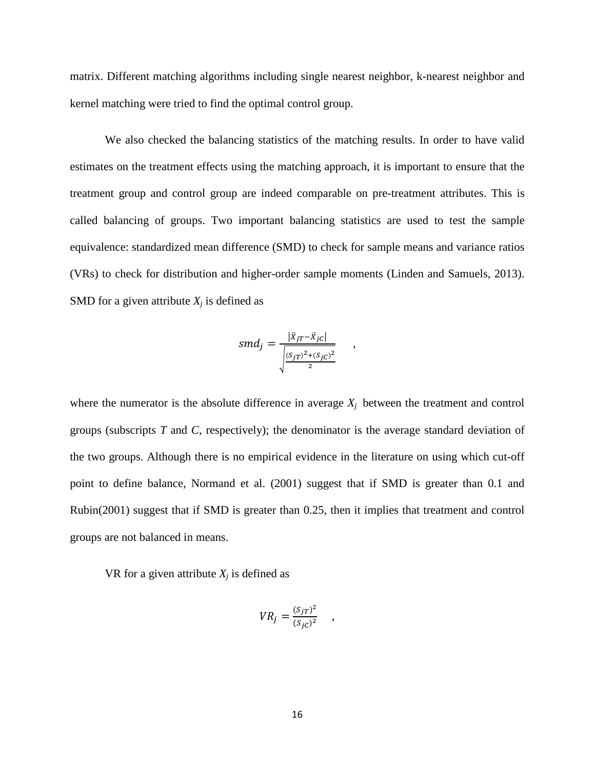matrix. Different matching algorithms including single nearest neighbor, k-nearest neighbor and kernel matching were tried to find the optimal control group.

We also checked the balancing statistics of the matching results. In order to have valid estimates on the treatment effects using the matching approach, it is important to ensure that the treatment group and control group are indeed comparable on pre-treatment attributes. This is called balancing of groups. Two important balancing statistics are used to test the sample equivalence: standardized mean difference (SMD) to check for sample means and variance ratios (VRs) to check for distribution and higher-order sample moments (Linden and Samuels, 2013). SMD for a given attribute $X_j$ is defined as

$$smd_j = \frac{|\bar{X}_{jT} - \bar{X}_{jC}|}{\sqrt{\frac{(s_{jT})^2 + (s_{jC})^2}{2}}} \quad ,$$

where the numerator is the absolute difference in average $X_j$ between the treatment and control groups (subscripts $T$ and $C$, respectively); the denominator is the average standard deviation of the two groups. Although there is no empirical evidence in the literature on using which cut-off point to define balance, Normand et al. (2001) suggest that if SMD is greater than 0.1 and Rubin(2001) suggest that if SMD is greater than 0.25, then it implies that treatment and control groups are not balanced in means.

VR for a given attribute $X_j$ is defined as

$$VR_j = \frac{(s_{jT})^2}{(s_{jC})^2} \quad ,$$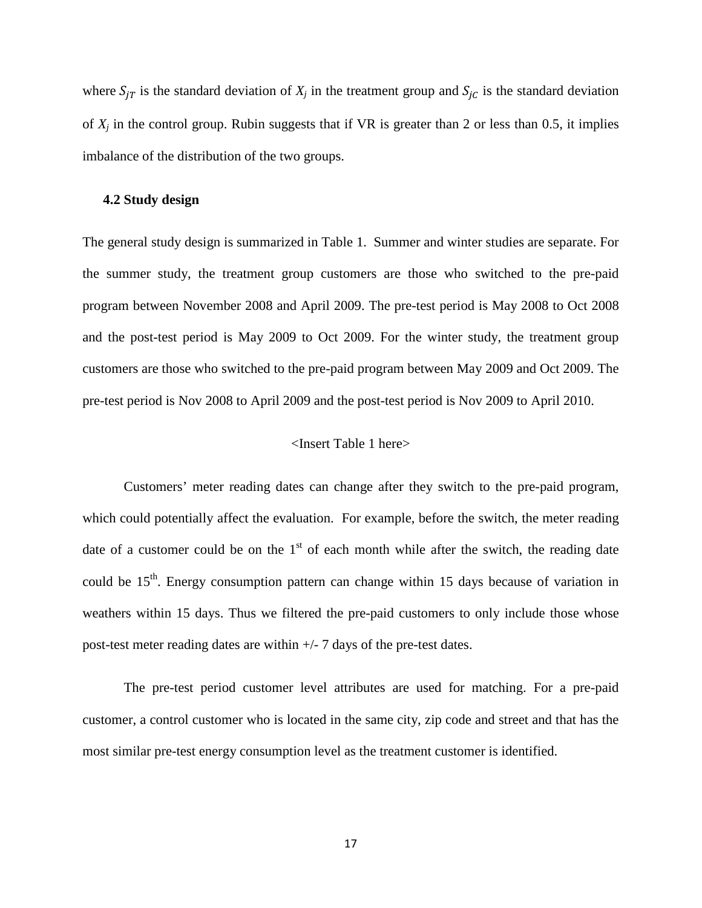where $S_{jT}$ is the standard deviation of $X_j$ in the treatment group and $S_{jC}$ is the standard deviation of $X_j$ in the control group. Rubin suggests that if VR is greater than 2 or less than 0.5, it implies imbalance of the distribution of the two groups.

### 4.2 Study design

The general study design is summarized in Table 1. Summer and winter studies are separate. For the summer study, the treatment group customers are those who switched to the pre-paid program between November 2008 and April 2009. The pre-test period is May 2008 to Oct 2008 and the post-test period is May 2009 to Oct 2009. For the winter study, the treatment group customers are those who switched to the pre-paid program between May 2009 and Oct 2009. The pre-test period is Nov 2008 to April 2009 and the post-test period is Nov 2009 to April 2010.

<Insert Table 1 here>

Customers' meter reading dates can change after they switch to the pre-paid program, which could potentially affect the evaluation. For example, before the switch, the meter reading date of a customer could be on the 1st of each month while after the switch, the reading date could be 15th. Energy consumption pattern can change within 15 days because of variation in weathers within 15 days. Thus we filtered the pre-paid customers to only include those whose post-test meter reading dates are within +/- 7 days of the pre-test dates.

The pre-test period customer level attributes are used for matching. For a pre-paid customer, a control customer who is located in the same city, zip code and street and that has the most similar pre-test energy consumption level as the treatment customer is identified.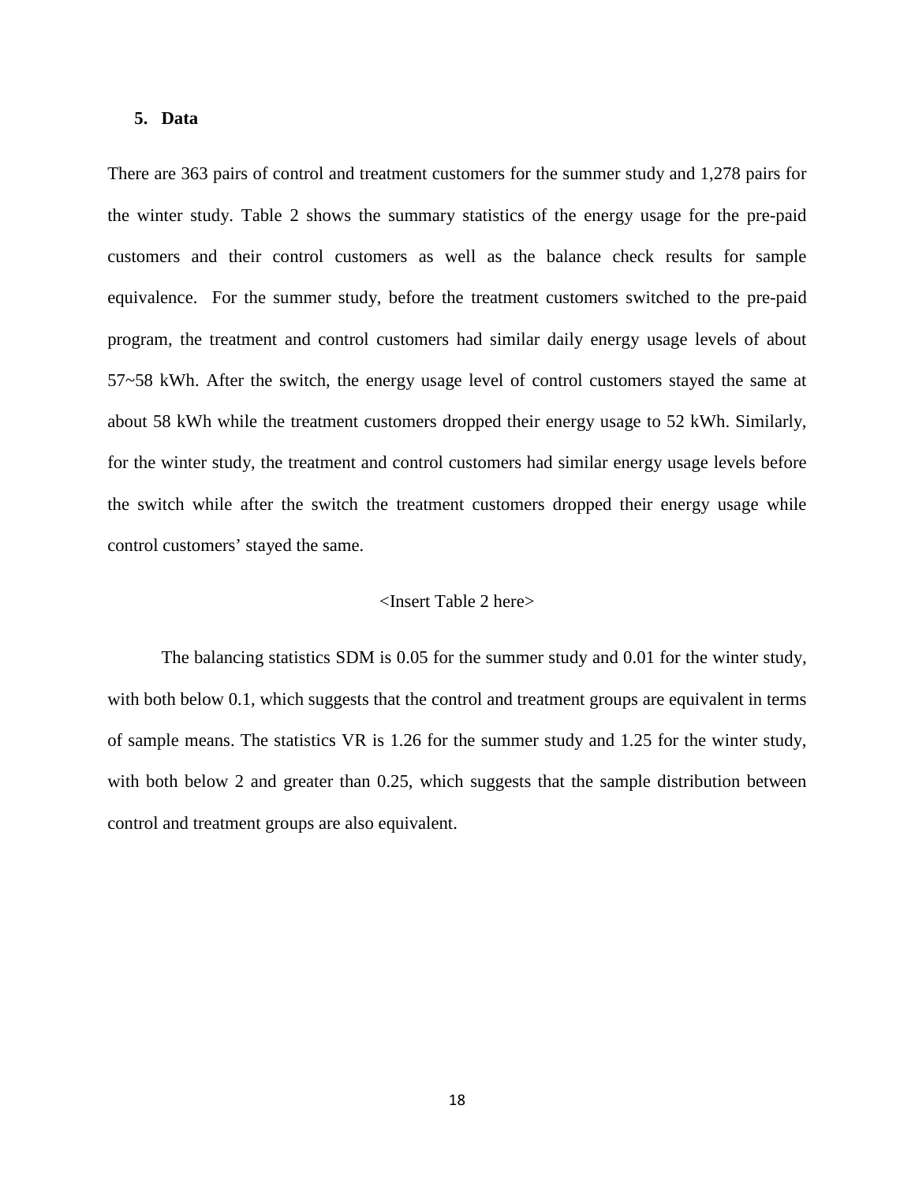## 5. Data

There are 363 pairs of control and treatment customers for the summer study and 1,278 pairs for the winter study. Table 2 shows the summary statistics of the energy usage for the pre-paid customers and their control customers as well as the balance check results for sample equivalence. For the summer study, before the treatment customers switched to the pre-paid program, the treatment and control customers had similar daily energy usage levels of about 57~58 kWh. After the switch, the energy usage level of control customers stayed the same at about 58 kWh while the treatment customers dropped their energy usage to 52 kWh. Similarly, for the winter study, the treatment and control customers had similar energy usage levels before the switch while after the switch the treatment customers dropped their energy usage while control customers' stayed the same.

<Insert Table 2 here>

The balancing statistics SDM is 0.05 for the summer study and 0.01 for the winter study, with both below 0.1, which suggests that the control and treatment groups are equivalent in terms of sample means. The statistics VR is 1.26 for the summer study and 1.25 for the winter study, with both below 2 and greater than 0.25, which suggests that the sample distribution between control and treatment groups are also equivalent.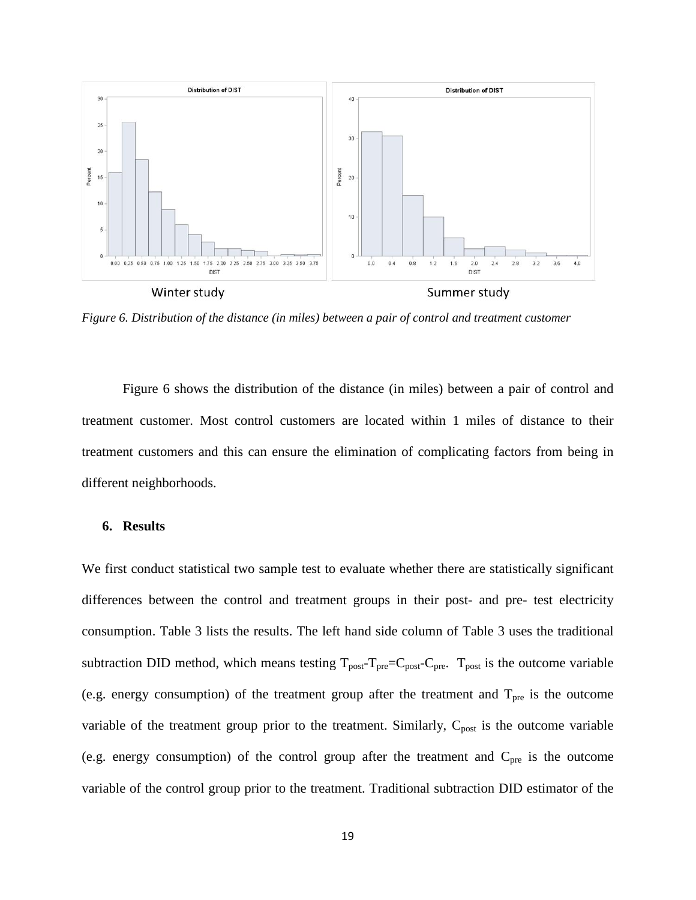*Figure 6. Distribution of the distance (in miles) between a pair of control and treatment customer*

Figure 6 shows the distribution of the distance (in miles) between a pair of control and treatment customer. Most control customers are located within 1 miles of distance to their treatment customers and this can ensure the elimination of complicating factors from being in different neighborhoods.

## 6. Results

We first conduct statistical two sample test to evaluate whether there are statistically significant differences between the control and treatment groups in their post- and pre- test electricity consumption. Table 3 lists the results. The left hand side column of Table 3 uses the traditional subtraction DID method, which means testing $T_{post}$-$T_{pre}$=$C_{post}$-$C_{pre}$. $T_{post}$ is the outcome variable (e.g. energy consumption) of the treatment group after the treatment and $T_{pre}$ is the outcome variable of the treatment group prior to the treatment. Similarly, $C_{post}$ is the outcome variable (e.g. energy consumption) of the control group after the treatment and $C_{pre}$ is the outcome variable of the control group prior to the treatment. Traditional subtraction DID estimator of the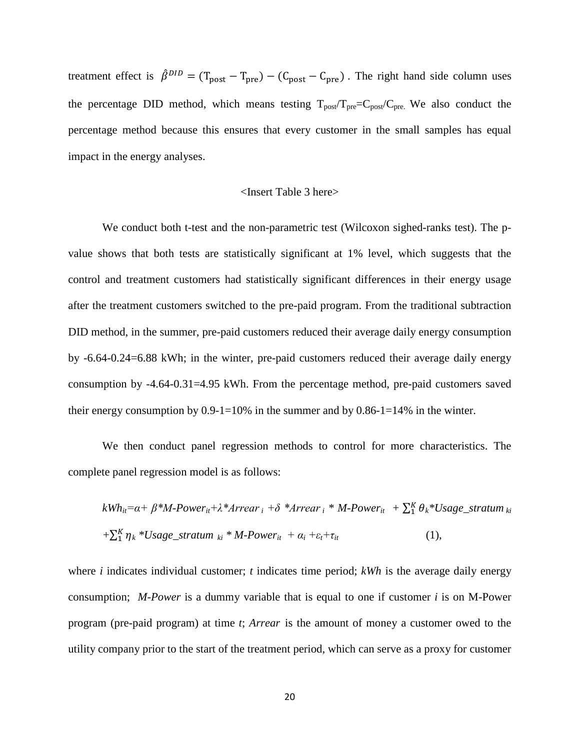treatment effect is $\hat{\beta}^{DID} = (\mathrm{T_{post}} - \mathrm{T_{pre}}) - (\mathrm{C_{post}} - \mathrm{C_{pre}})$ . The right hand side column uses the percentage DID method, which means testing $T_{post}/T_{pre}=C_{post}/C_{pre}$. We also conduct the percentage method because this ensures that every customer in the small samples has equal impact in the energy analyses.

<Insert Table 3 here>

We conduct both t-test and the non-parametric test (Wilcoxon sighed-ranks test). The p-value shows that both tests are statistically significant at 1% level, which suggests that the control and treatment customers had statistically significant differences in their energy usage after the treatment customers switched to the pre-paid program. From the traditional subtraction DID method, in the summer, pre-paid customers reduced their average daily energy consumption by -6.64-0.24=6.88 kWh; in the winter, pre-paid customers reduced their average daily energy consumption by -4.64-0.31=4.95 kWh. From the percentage method, pre-paid customers saved their energy consumption by 0.9-1=10% in the summer and by 0.86-1=14% in the winter.

We then conduct panel regression methods to control for more characteristics. The complete panel regression model is as follows:

$$kWh_{it}=\alpha+ \beta*M\text{-}Power_{it}+\lambda*Arrear_{i} +\delta *Arrear_{i} * M\text{-}Power_{it} + \sum_{1}^{K} \theta_{k}*Usage\_stratum_{ki} +\sum_{1}^{K} \eta_{k} *Usage\_stratum_{ki} * M\text{-}Power_{it} + \alpha_{i} +\varepsilon_{t}+\tau_{it} \quad (1),$$

where *i* indicates individual customer; *t* indicates time period; *kWh* is the average daily energy consumption; *M-Power* is a dummy variable that is equal to one if customer *i* is on M-Power program (pre-paid program) at time *t*; *Arrear* is the amount of money a customer owed to the utility company prior to the start of the treatment period, which can serve as a proxy for customer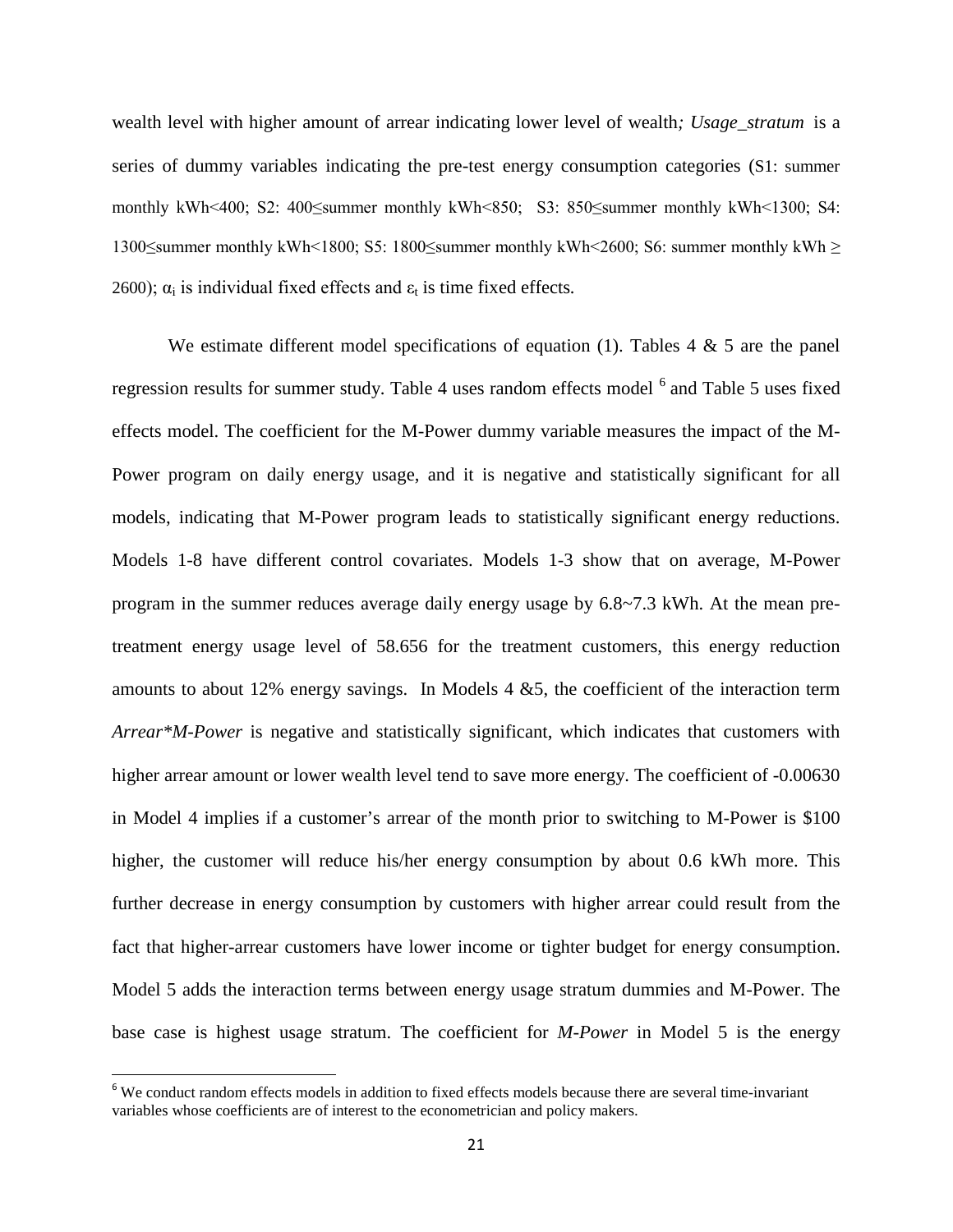wealth level with higher amount of arrear indicating lower level of wealth*; Usage_stratum* is a series of dummy variables indicating the pre-test energy consumption categories (S1: summer monthly kWh<400; S2: 400≤summer monthly kWh<850; S3: 850≤summer monthly kWh<1300; S4: 1300≤summer monthly kWh<1800; S5: 1800≤summer monthly kWh<2600; S6: summer monthly kWh ≥ 2600); $\alpha_i$ is individual fixed effects and $\varepsilon_t$ is time fixed effects.

We estimate different model specifications of equation (1). Tables 4 & 5 are the panel regression results for summer study. Table 4 uses random effects model [6] and Table 5 uses fixed effects model. The coefficient for the M-Power dummy variable measures the impact of the M-Power program on daily energy usage, and it is negative and statistically significant for all models, indicating that M-Power program leads to statistically significant energy reductions. Models 1-8 have different control covariates. Models 1-3 show that on average, M-Power program in the summer reduces average daily energy usage by 6.8~7.3 kWh. At the mean pre-treatment energy usage level of 58.656 for the treatment customers, this energy reduction amounts to about 12% energy savings. In Models 4 &5, the coefficient of the interaction term *Arrear\*M-Power* is negative and statistically significant, which indicates that customers with higher arrear amount or lower wealth level tend to save more energy. The coefficient of -0.00630 in Model 4 implies if a customer's arrear of the month prior to switching to M-Power is \$100 higher, the customer will reduce his/her energy consumption by about 0.6 kWh more. This further decrease in energy consumption by customers with higher arrear could result from the fact that higher-arrear customers have lower income or tighter budget for energy consumption. Model 5 adds the interaction terms between energy usage stratum dummies and M-Power. The base case is highest usage stratum. The coefficient for *M-Power* in Model 5 is the energy

[6] We conduct random effects models in addition to fixed effects models because there are several time-invariant variables whose coefficients are of interest to the econometrician and policy makers.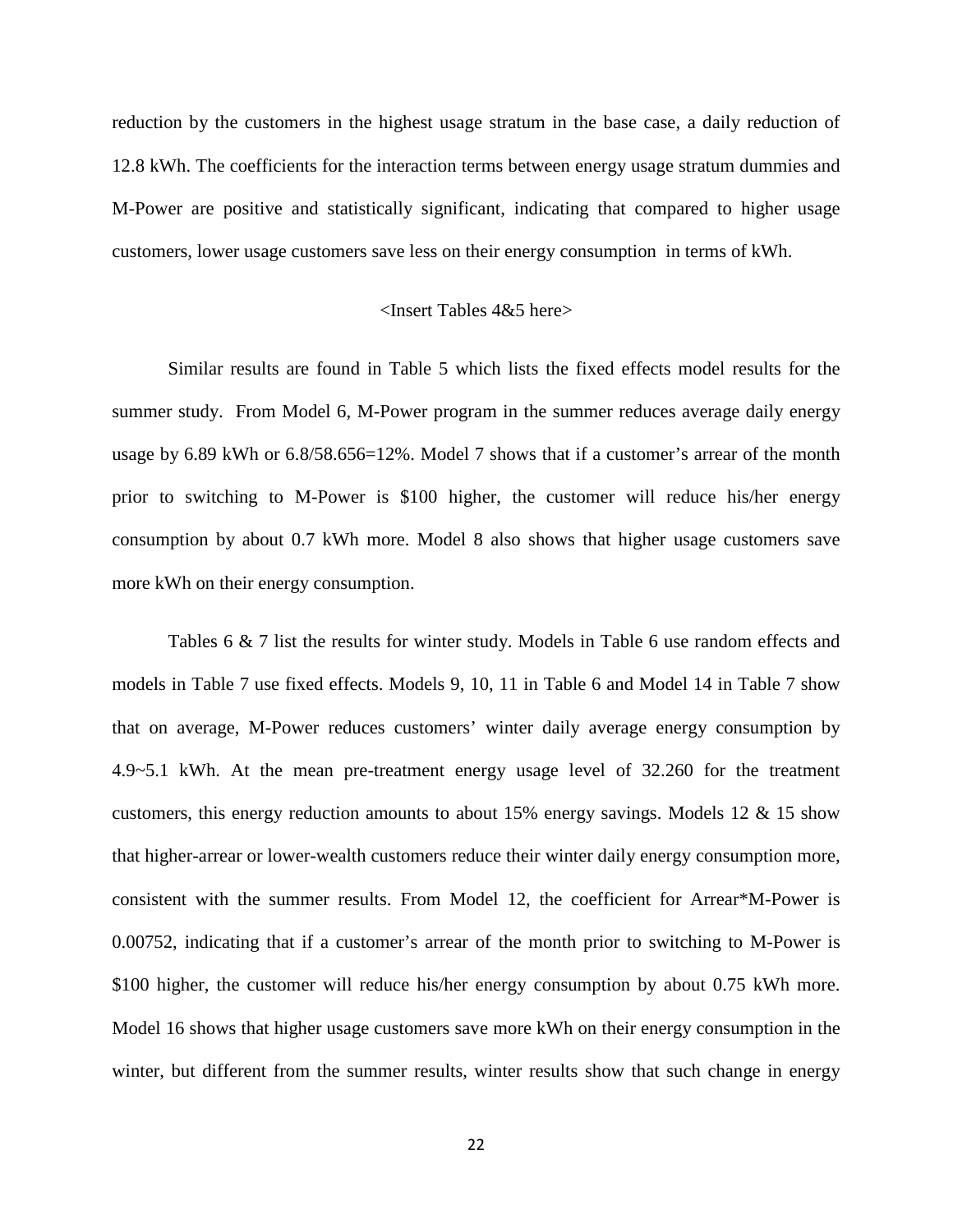reduction by the customers in the highest usage stratum in the base case, a daily reduction of 12.8 kWh. The coefficients for the interaction terms between energy usage stratum dummies and M-Power are positive and statistically significant, indicating that compared to higher usage customers, lower usage customers save less on their energy consumption in terms of kWh.

<Insert Tables 4&5 here>

Similar results are found in Table 5 which lists the fixed effects model results for the summer study. From Model 6, M-Power program in the summer reduces average daily energy usage by 6.89 kWh or 6.8/58.656=12%. Model 7 shows that if a customer's arrear of the month prior to switching to M-Power is $100 higher, the customer will reduce his/her energy consumption by about 0.7 kWh more. Model 8 also shows that higher usage customers save more kWh on their energy consumption.

Tables 6 & 7 list the results for winter study. Models in Table 6 use random effects and models in Table 7 use fixed effects. Models 9, 10, 11 in Table 6 and Model 14 in Table 7 show that on average, M-Power reduces customers' winter daily average energy consumption by 4.9~5.1 kWh. At the mean pre-treatment energy usage level of 32.260 for the treatment customers, this energy reduction amounts to about 15% energy savings. Models 12 & 15 show that higher-arrear or lower-wealth customers reduce their winter daily energy consumption more, consistent with the summer results. From Model 12, the coefficient for Arrear*M-Power is 0.00752, indicating that if a customer's arrear of the month prior to switching to M-Power is $100 higher, the customer will reduce his/her energy consumption by about 0.75 kWh more. Model 16 shows that higher usage customers save more kWh on their energy consumption in the winter, but different from the summer results, winter results show that such change in energy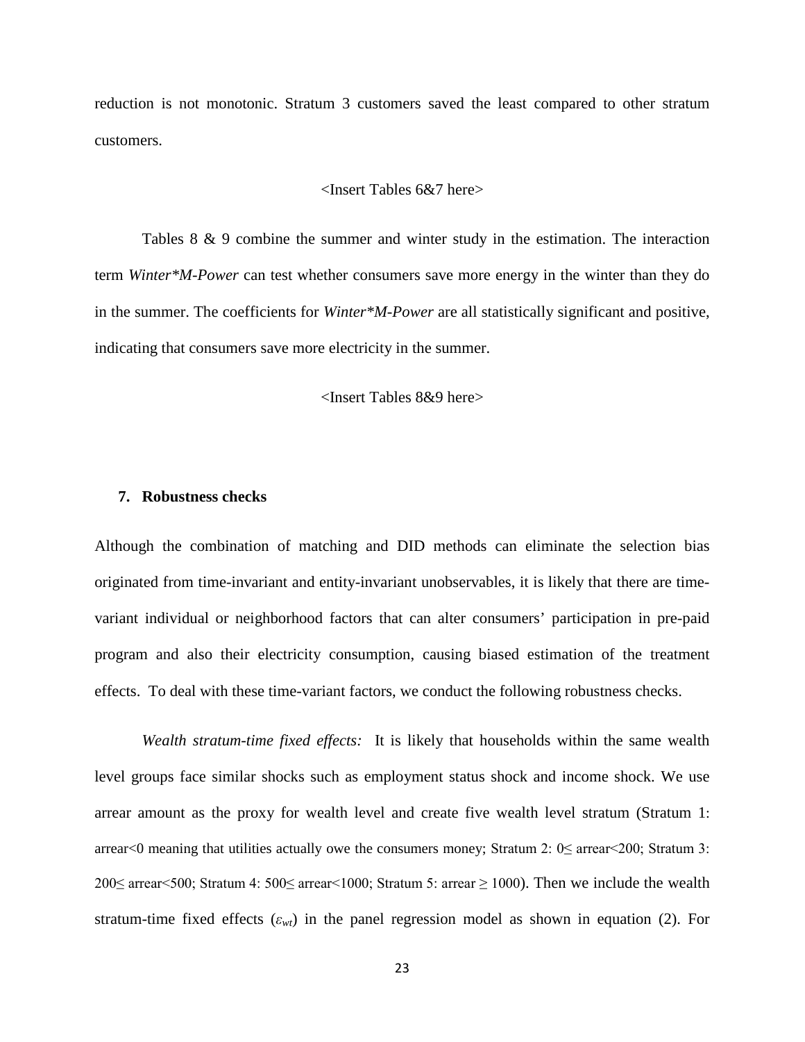reduction is not monotonic. Stratum 3 customers saved the least compared to other stratum customers.

<Insert Tables 6&7 here>

Tables 8 & 9 combine the summer and winter study in the estimation. The interaction term *Winter*M-Power* can test whether consumers save more energy in the winter than they do in the summer. The coefficients for *Winter*M-Power* are all statistically significant and positive, indicating that consumers save more electricity in the summer.

<Insert Tables 8&9 here>

## 7. Robustness checks

Although the combination of matching and DID methods can eliminate the selection bias originated from time-invariant and entity-invariant unobservables, it is likely that there are time-variant individual or neighborhood factors that can alter consumers' participation in pre-paid program and also their electricity consumption, causing biased estimation of the treatment effects. To deal with these time-variant factors, we conduct the following robustness checks.

*Wealth stratum-time fixed effects:* It is likely that households within the same wealth level groups face similar shocks such as employment status shock and income shock. We use arrear amount as the proxy for wealth level and create five wealth level stratum (Stratum 1: arrear<0 meaning that utilities actually owe the consumers money; Stratum 2: 0≤ arrear<200; Stratum 3: 200≤ arrear<500; Stratum 4: 500≤ arrear<1000; Stratum 5: arrear ≥ 1000). Then we include the wealth stratum-time fixed effects ($\varepsilon_{wt}$) in the panel regression model as shown in equation (2). For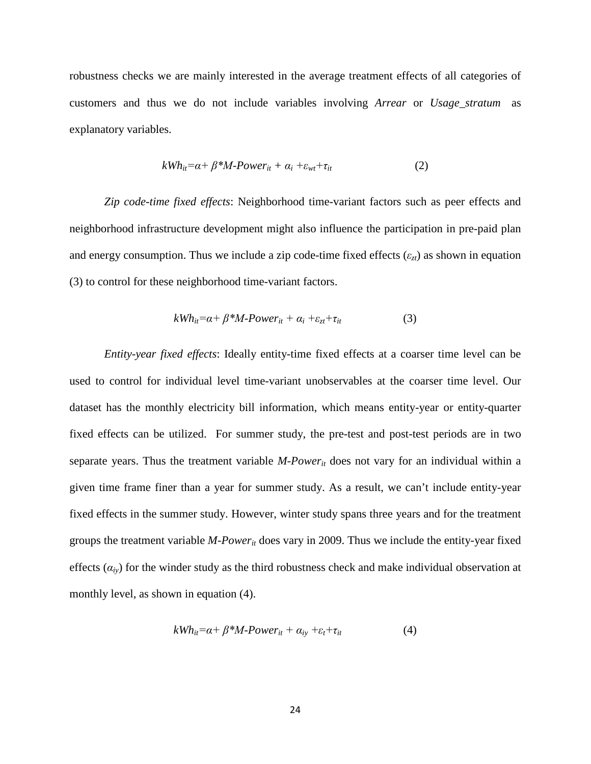robustness checks we are mainly interested in the average treatment effects of all categories of customers and thus we do not include variables involving *Arrear* or *Usage_stratum* as explanatory variables.

$$kWh_{it}=\alpha+\beta*M\text{-}Power_{it}+\alpha_i+\varepsilon_{wt}+\tau_{it} \qquad (2)$$

*Zip code-time fixed effects*: Neighborhood time-variant factors such as peer effects and neighborhood infrastructure development might also influence the participation in pre-paid plan and energy consumption. Thus we include a zip code-time fixed effects ($\varepsilon_{zt}$) as shown in equation (3) to control for these neighborhood time-variant factors.

$$kWh_{it}=\alpha+\beta*M\text{-}Power_{it}+\alpha_i+\varepsilon_{zt}+\tau_{it} \qquad (3)$$

*Entity-year fixed effects*: Ideally entity-time fixed effects at a coarser time level can be used to control for individual level time-variant unobservables at the coarser time level. Our dataset has the monthly electricity bill information, which means entity-year or entity-quarter fixed effects can be utilized. For summer study, the pre-test and post-test periods are in two separate years. Thus the treatment variable $M\text{-}Power_{it}$ does not vary for an individual within a given time frame finer than a year for summer study. As a result, we can't include entity-year fixed effects in the summer study. However, winter study spans three years and for the treatment groups the treatment variable $M\text{-}Power_{it}$ does vary in 2009. Thus we include the entity-year fixed effects ($\alpha_{iy}$) for the winder study as the third robustness check and make individual observation at monthly level, as shown in equation (4).

$$kWh_{it}=\alpha+\beta*M\text{-}Power_{it}+\alpha_{iy}+\varepsilon_t+\tau_{it} \qquad (4)$$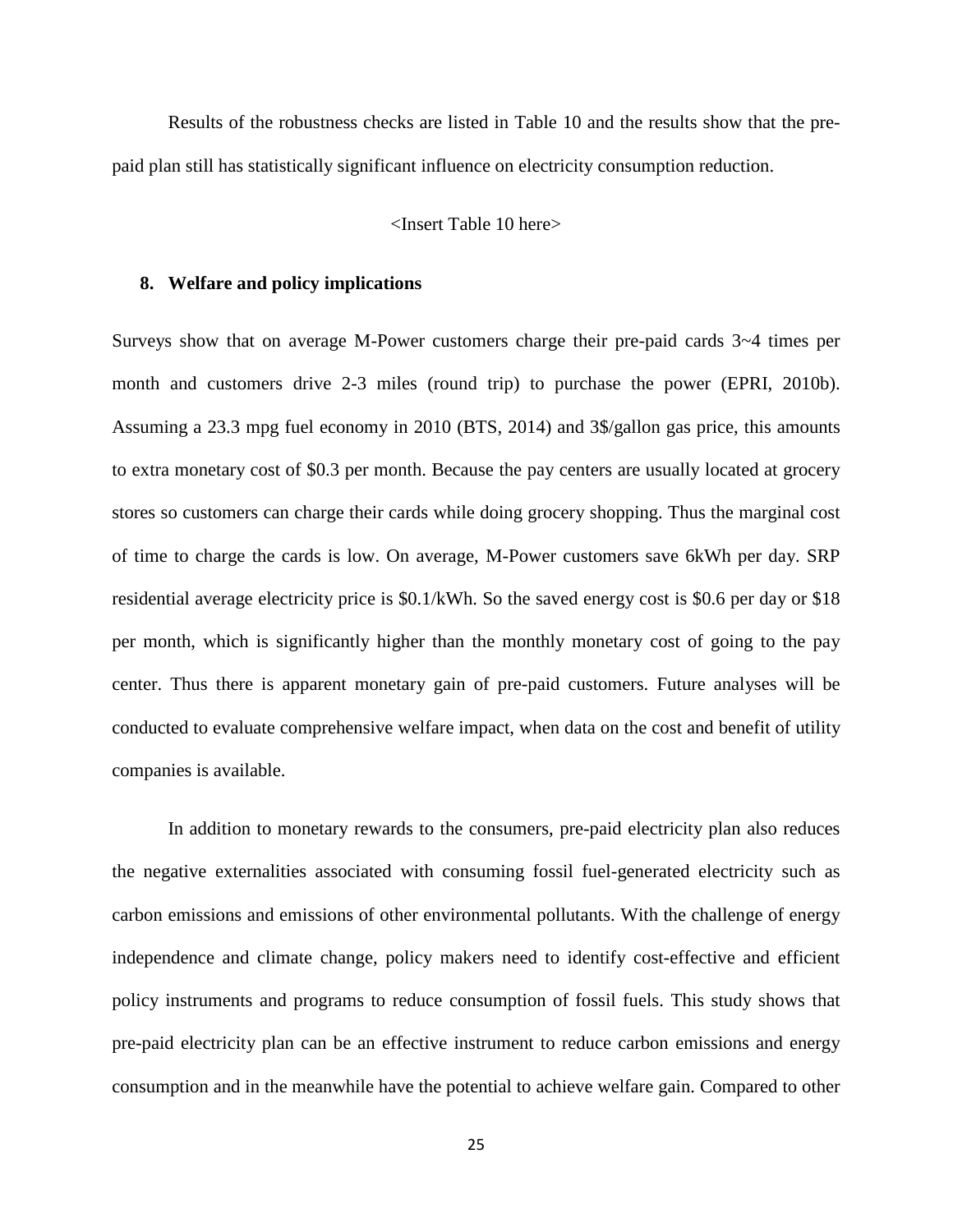Results of the robustness checks are listed in Table 10 and the results show that the pre-paid plan still has statistically significant influence on electricity consumption reduction.

<Insert Table 10 here>

## 8. Welfare and policy implications

Surveys show that on average M-Power customers charge their pre-paid cards 3~4 times per month and customers drive 2-3 miles (round trip) to purchase the power (EPRI, 2010b). Assuming a 23.3 mpg fuel economy in 2010 (BTS, 2014) and 3$/gallon gas price, this amounts to extra monetary cost of $0.3 per month. Because the pay centers are usually located at grocery stores so customers can charge their cards while doing grocery shopping. Thus the marginal cost of time to charge the cards is low. On average, M-Power customers save 6kWh per day. SRP residential average electricity price is $0.1/kWh. So the saved energy cost is $0.6 per day or $18 per month, which is significantly higher than the monthly monetary cost of going to the pay center. Thus there is apparent monetary gain of pre-paid customers. Future analyses will be conducted to evaluate comprehensive welfare impact, when data on the cost and benefit of utility companies is available.

In addition to monetary rewards to the consumers, pre-paid electricity plan also reduces the negative externalities associated with consuming fossil fuel-generated electricity such as carbon emissions and emissions of other environmental pollutants. With the challenge of energy independence and climate change, policy makers need to identify cost-effective and efficient policy instruments and programs to reduce consumption of fossil fuels. This study shows that pre-paid electricity plan can be an effective instrument to reduce carbon emissions and energy consumption and in the meanwhile have the potential to achieve welfare gain. Compared to other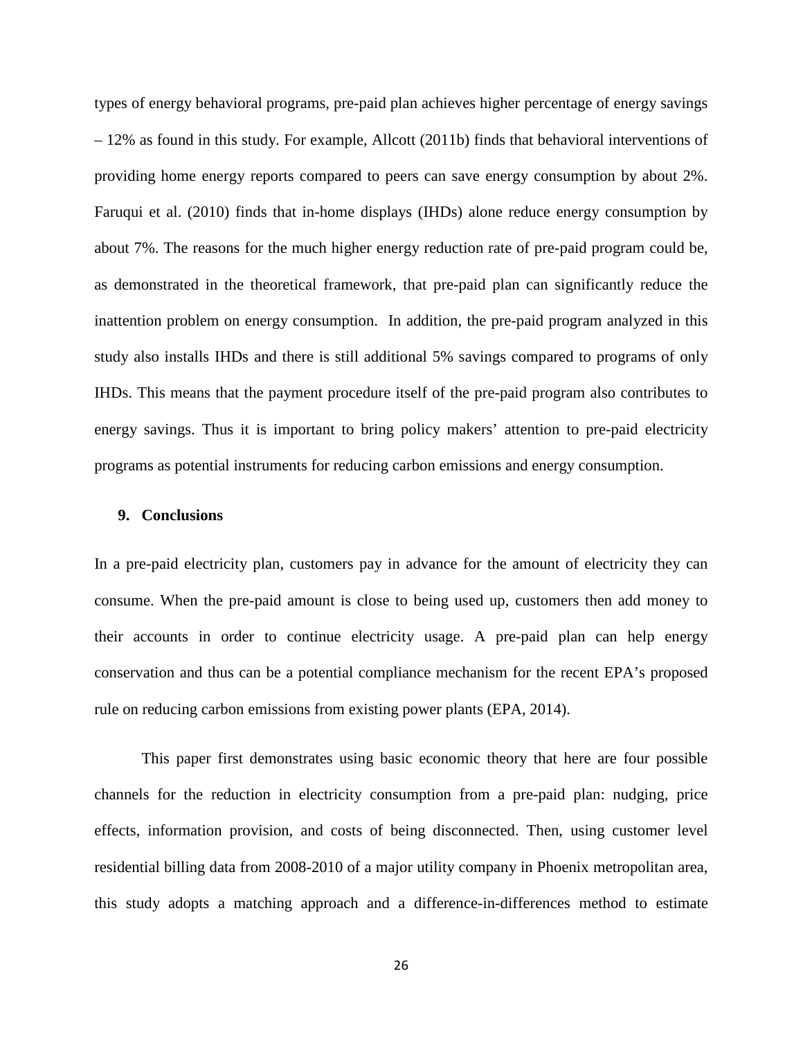types of energy behavioral programs, pre-paid plan achieves higher percentage of energy savings – 12% as found in this study. For example, Allcott (2011b) finds that behavioral interventions of providing home energy reports compared to peers can save energy consumption by about 2%. Faruqui et al. (2010) finds that in-home displays (IHDs) alone reduce energy consumption by about 7%. The reasons for the much higher energy reduction rate of pre-paid program could be, as demonstrated in the theoretical framework, that pre-paid plan can significantly reduce the inattention problem on energy consumption. In addition, the pre-paid program analyzed in this study also installs IHDs and there is still additional 5% savings compared to programs of only IHDs. This means that the payment procedure itself of the pre-paid program also contributes to energy savings. Thus it is important to bring policy makers' attention to pre-paid electricity programs as potential instruments for reducing carbon emissions and energy consumption.

## 9. Conclusions

In a pre-paid electricity plan, customers pay in advance for the amount of electricity they can consume. When the pre-paid amount is close to being used up, customers then add money to their accounts in order to continue electricity usage. A pre-paid plan can help energy conservation and thus can be a potential compliance mechanism for the recent EPA's proposed rule on reducing carbon emissions from existing power plants (EPA, 2014).

This paper first demonstrates using basic economic theory that here are four possible channels for the reduction in electricity consumption from a pre-paid plan: nudging, price effects, information provision, and costs of being disconnected. Then, using customer level residential billing data from 2008-2010 of a major utility company in Phoenix metropolitan area, this study adopts a matching approach and a difference-in-differences method to estimate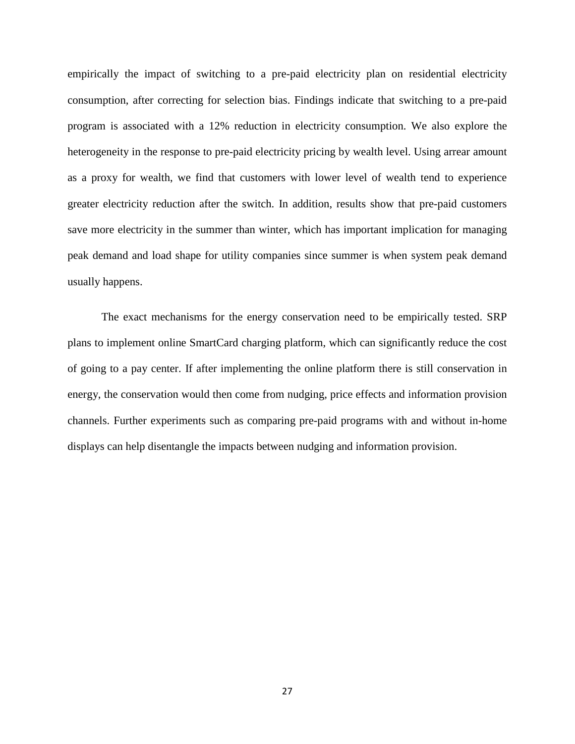empirically the impact of switching to a pre-paid electricity plan on residential electricity consumption, after correcting for selection bias. Findings indicate that switching to a pre-paid program is associated with a 12% reduction in electricity consumption. We also explore the heterogeneity in the response to pre-paid electricity pricing by wealth level. Using arrear amount as a proxy for wealth, we find that customers with lower level of wealth tend to experience greater electricity reduction after the switch. In addition, results show that pre-paid customers save more electricity in the summer than winter, which has important implication for managing peak demand and load shape for utility companies since summer is when system peak demand usually happens.

The exact mechanisms for the energy conservation need to be empirically tested. SRP plans to implement online SmartCard charging platform, which can significantly reduce the cost of going to a pay center. If after implementing the online platform there is still conservation in energy, the conservation would then come from nudging, price effects and information provision channels. Further experiments such as comparing pre-paid programs with and without in-home displays can help disentangle the impacts between nudging and information provision.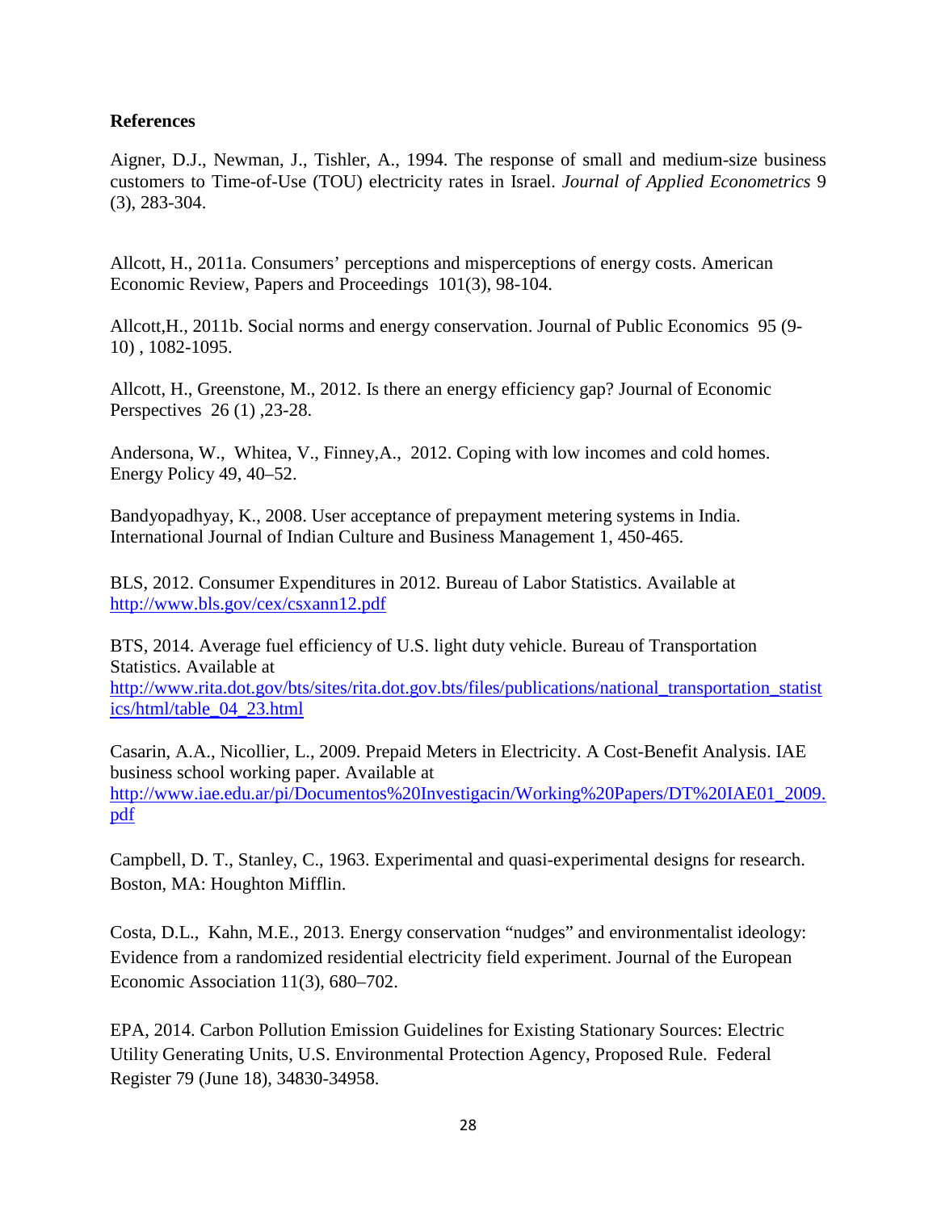**References**

Aigner, D.J., Newman, J., Tishler, A., 1994. The response of small and medium-size business customers to Time-of-Use (TOU) electricity rates in Israel. *Journal of Applied Econometrics* 9 (3), 283-304.

Allcott, H., 2011a. Consumers' perceptions and misperceptions of energy costs. American Economic Review, Papers and Proceedings 101(3), 98-104.

Allcott,H., 2011b. Social norms and energy conservation. Journal of Public Economics 95 (9-10) , 1082-1095.

Allcott, H., Greenstone, M., 2012. Is there an energy efficiency gap? Journal of Economic Perspectives 26 (1) ,23-28.

Andersona, W., Whitea, V., Finney,A., 2012. Coping with low incomes and cold homes. Energy Policy 49, 40–52.

Bandyopadhyay, K., 2008. User acceptance of prepayment metering systems in India. International Journal of Indian Culture and Business Management 1, 450-465.

BLS, 2012. Consumer Expenditures in 2012. Bureau of Labor Statistics. Available at http://www.bls.gov/cex/csxann12.pdf

BTS, 2014. Average fuel efficiency of U.S. light duty vehicle. Bureau of Transportation Statistics. Available at http://www.rita.dot.gov/bts/sites/rita.dot.gov.bts/files/publications/national_transportation_statistics/html/table_04_23.html

Casarin, A.A., Nicollier, L., 2009. Prepaid Meters in Electricity. A Cost-Benefit Analysis. IAE business school working paper. Available at http://www.iae.edu.ar/pi/Documentos%20Investigacin/Working%20Papers/DT%20IAE01_2009.pdf

Campbell, D. T., Stanley, C., 1963. Experimental and quasi-experimental designs for research. Boston, MA: Houghton Mifflin.

Costa, D.L., Kahn, M.E., 2013. Energy conservation "nudges" and environmentalist ideology: Evidence from a randomized residential electricity field experiment. Journal of the European Economic Association 11(3), 680–702.

EPA, 2014. Carbon Pollution Emission Guidelines for Existing Stationary Sources: Electric Utility Generating Units, U.S. Environmental Protection Agency, Proposed Rule. Federal Register 79 (June 18), 34830-34958.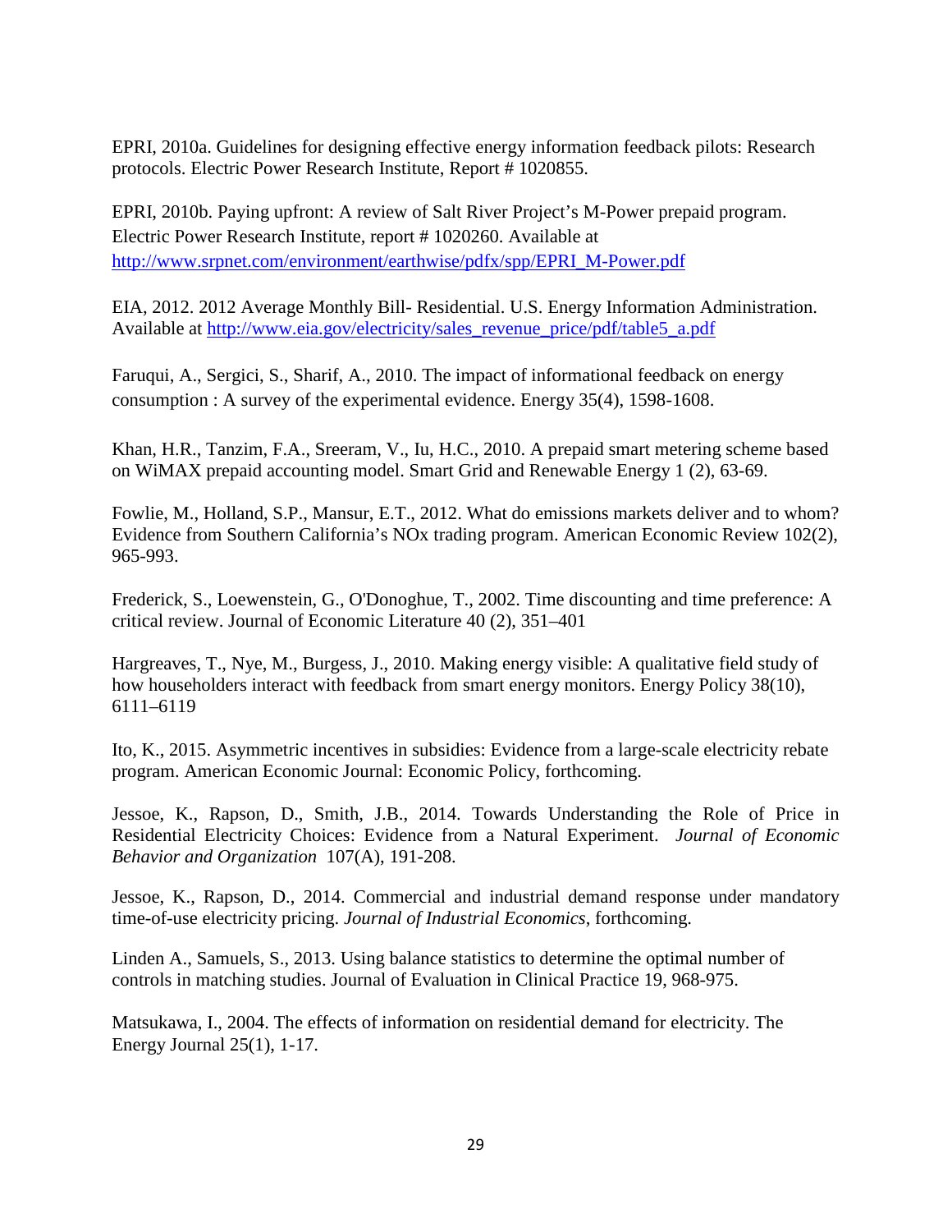EPRI, 2010a. Guidelines for designing effective energy information feedback pilots: Research protocols. Electric Power Research Institute, Report # 1020855.

EPRI, 2010b. Paying upfront: A review of Salt River Project's M-Power prepaid program. Electric Power Research Institute, report # 1020260. Available at http://www.srpnet.com/environment/earthwise/pdfx/spp/EPRI_M-Power.pdf

EIA, 2012. 2012 Average Monthly Bill- Residential. U.S. Energy Information Administration. Available at http://www.eia.gov/electricity/sales_revenue_price/pdf/table5_a.pdf

Faruqui, A., Sergici, S., Sharif, A., 2010. The impact of informational feedback on energy consumption : A survey of the experimental evidence. Energy 35(4), 1598-1608.

Khan, H.R., Tanzim, F.A., Sreeram, V., Iu, H.C., 2010. A prepaid smart metering scheme based on WiMAX prepaid accounting model. Smart Grid and Renewable Energy 1 (2), 63-69.

Fowlie, M., Holland, S.P., Mansur, E.T., 2012. What do emissions markets deliver and to whom? Evidence from Southern California's NOx trading program. American Economic Review 102(2), 965-993.

Frederick, S., Loewenstein, G., O'Donoghue, T., 2002. Time discounting and time preference: A critical review. Journal of Economic Literature 40 (2), 351–401

Hargreaves, T., Nye, M., Burgess, J., 2010. Making energy visible: A qualitative field study of how householders interact with feedback from smart energy monitors. Energy Policy 38(10), 6111–6119

Ito, K., 2015. Asymmetric incentives in subsidies: Evidence from a large-scale electricity rebate program. American Economic Journal: Economic Policy, forthcoming.

Jessoe, K., Rapson, D., Smith, J.B., 2014. Towards Understanding the Role of Price in Residential Electricity Choices: Evidence from a Natural Experiment. *Journal of Economic Behavior and Organization* 107(A), 191-208.

Jessoe, K., Rapson, D., 2014. Commercial and industrial demand response under mandatory time-of-use electricity pricing. *Journal of Industrial Economics*, forthcoming.

Linden A., Samuels, S., 2013. Using balance statistics to determine the optimal number of controls in matching studies. Journal of Evaluation in Clinical Practice 19, 968-975.

Matsukawa, I., 2004. The effects of information on residential demand for electricity. The Energy Journal 25(1), 1-17.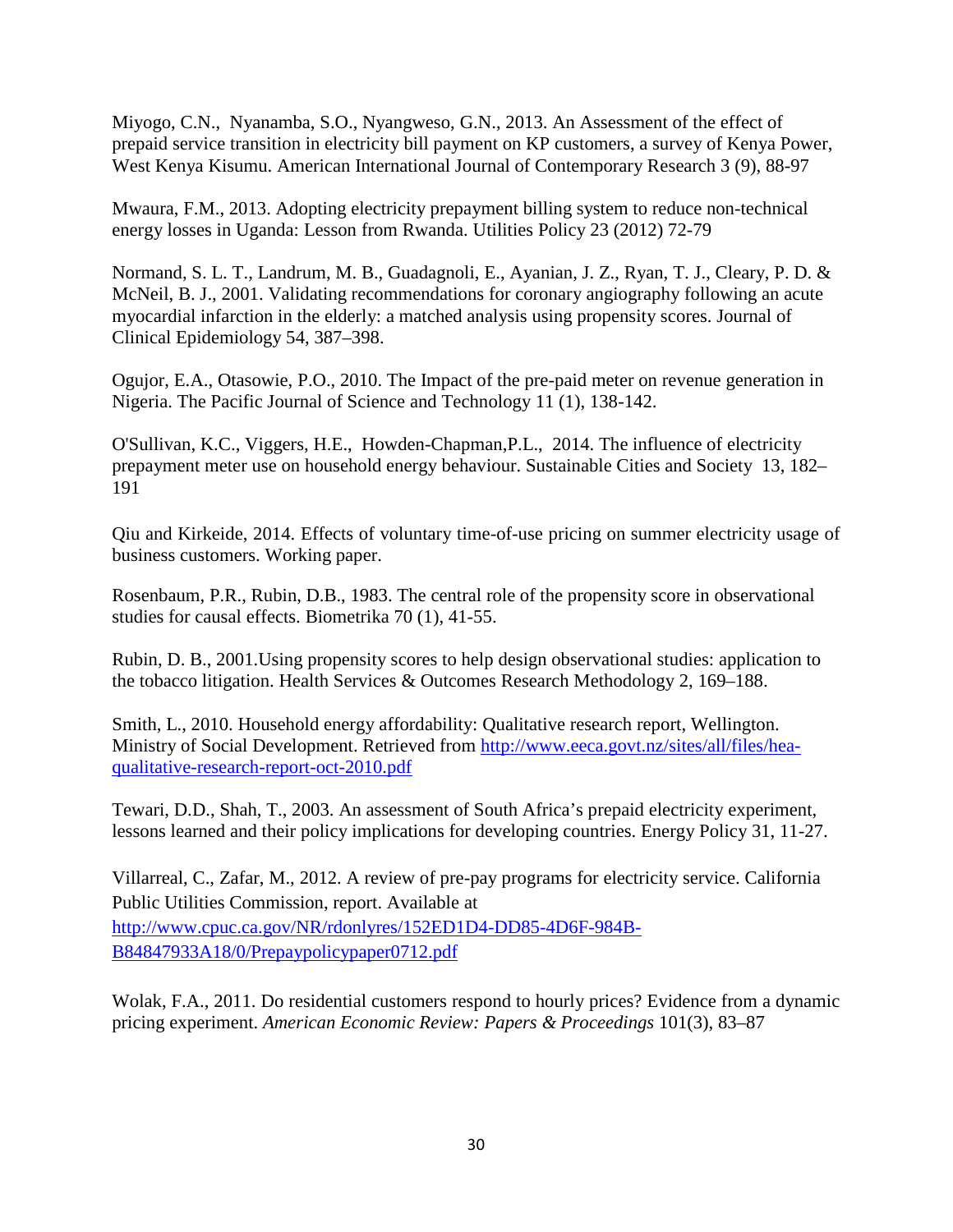Miyogo, C.N., Nyanamba, S.O., Nyangweso, G.N., 2013. An Assessment of the effect of prepaid service transition in electricity bill payment on KP customers, a survey of Kenya Power, West Kenya Kisumu. American International Journal of Contemporary Research 3 (9), 88-97

Mwaura, F.M., 2013. Adopting electricity prepayment billing system to reduce non-technical energy losses in Uganda: Lesson from Rwanda. Utilities Policy 23 (2012) 72-79

Normand, S. L. T., Landrum, M. B., Guadagnoli, E., Ayanian, J. Z., Ryan, T. J., Cleary, P. D. & McNeil, B. J., 2001. Validating recommendations for coronary angiography following an acute myocardial infarction in the elderly: a matched analysis using propensity scores. Journal of Clinical Epidemiology 54, 387–398.

Ogujor, E.A., Otasowie, P.O., 2010. The Impact of the pre-paid meter on revenue generation in Nigeria. The Pacific Journal of Science and Technology 11 (1), 138-142.

O'Sullivan, K.C., Viggers, H.E., Howden-Chapman,P.L., 2014. The influence of electricity prepayment meter use on household energy behaviour. Sustainable Cities and Society 13, 182–191

Qiu and Kirkeide, 2014. Effects of voluntary time-of-use pricing on summer electricity usage of business customers. Working paper.

Rosenbaum, P.R., Rubin, D.B., 1983. The central role of the propensity score in observational studies for causal effects. Biometrika 70 (1), 41-55.

Rubin, D. B., 2001.Using propensity scores to help design observational studies: application to the tobacco litigation. Health Services & Outcomes Research Methodology 2, 169–188.

Smith, L., 2010. Household energy affordability: Qualitative research report, Wellington. Ministry of Social Development. Retrieved from http://www.eeca.govt.nz/sites/all/files/hea-qualitative-research-report-oct-2010.pdf

Tewari, D.D., Shah, T., 2003. An assessment of South Africa's prepaid electricity experiment, lessons learned and their policy implications for developing countries. Energy Policy 31, 11-27.

Villarreal, C., Zafar, M., 2012. A review of pre-pay programs for electricity service. California Public Utilities Commission, report. Available at http://www.cpuc.ca.gov/NR/rdonlyres/152ED1D4-DD85-4D6F-984B-B84847933A18/0/Prepaypolicypaper0712.pdf

Wolak, F.A., 2011. Do residential customers respond to hourly prices? Evidence from a dynamic pricing experiment. *American Economic Review: Papers & Proceedings* 101(3), 83–87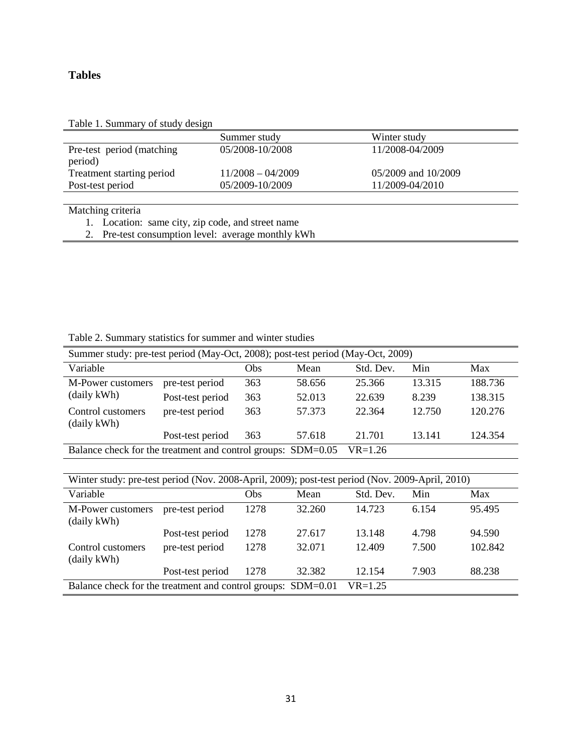# Tables

Table 1. Summary of study design

| | Summer study | Winter study |
|---|---|---|
| Pre-test period (matching period) | 05/2008-10/2008 | 11/2008-04/2009 |
| Treatment starting period | 11/2008 – 04/2009 | 05/2009 and 10/2009 |
| Post-test period | 05/2009-10/2009 | 11/2009-04/2010 |

Matching criteria

1. Location: same city, zip code, and street name
2. Pre-test consumption level: average monthly kWh

Table 2. Summary statistics for summer and winter studies

| Summer study: pre-test period (May-Oct, 2008); post-test period (May-Oct, 2009) | | | | | | |
|---|---|---|---|---|---|---|
| Variable | | Obs | Mean | Std. Dev. | Min | Max |
| M-Power customers (daily kWh) | pre-test period | 363 | 58.656 | 25.366 | 13.315 | 188.736 |
| | Post-test period | 363 | 52.013 | 22.639 | 8.239 | 138.315 |
| Control customers (daily kWh) | pre-test period | 363 | 57.373 | 22.364 | 12.750 | 120.276 |
| | Post-test period | 363 | 57.618 | 21.701 | 13.141 | 124.354 |
| Balance check for the treatment and control groups: SDM=0.05 VR=1.26 | | | | | | |

| Winter study: pre-test period (Nov. 2008-April, 2009); post-test period (Nov. 2009-April, 2010) | | | | | | |
|---|---|---|---|---|---|---|
| Variable | | Obs | Mean | Std. Dev. | Min | Max |
| M-Power customers (daily kWh) | pre-test period | 1278 | 32.260 | 14.723 | 6.154 | 95.495 |
| | Post-test period | 1278 | 27.617 | 13.148 | 4.798 | 94.590 |
| Control customers (daily kWh) | pre-test period | 1278 | 32.071 | 12.409 | 7.500 | 102.842 |
| | Post-test period | 1278 | 32.382 | 12.154 | 7.903 | 88.238 |
| Balance check for the treatment and control groups: SDM=0.01 VR=1.25 | | | | | | |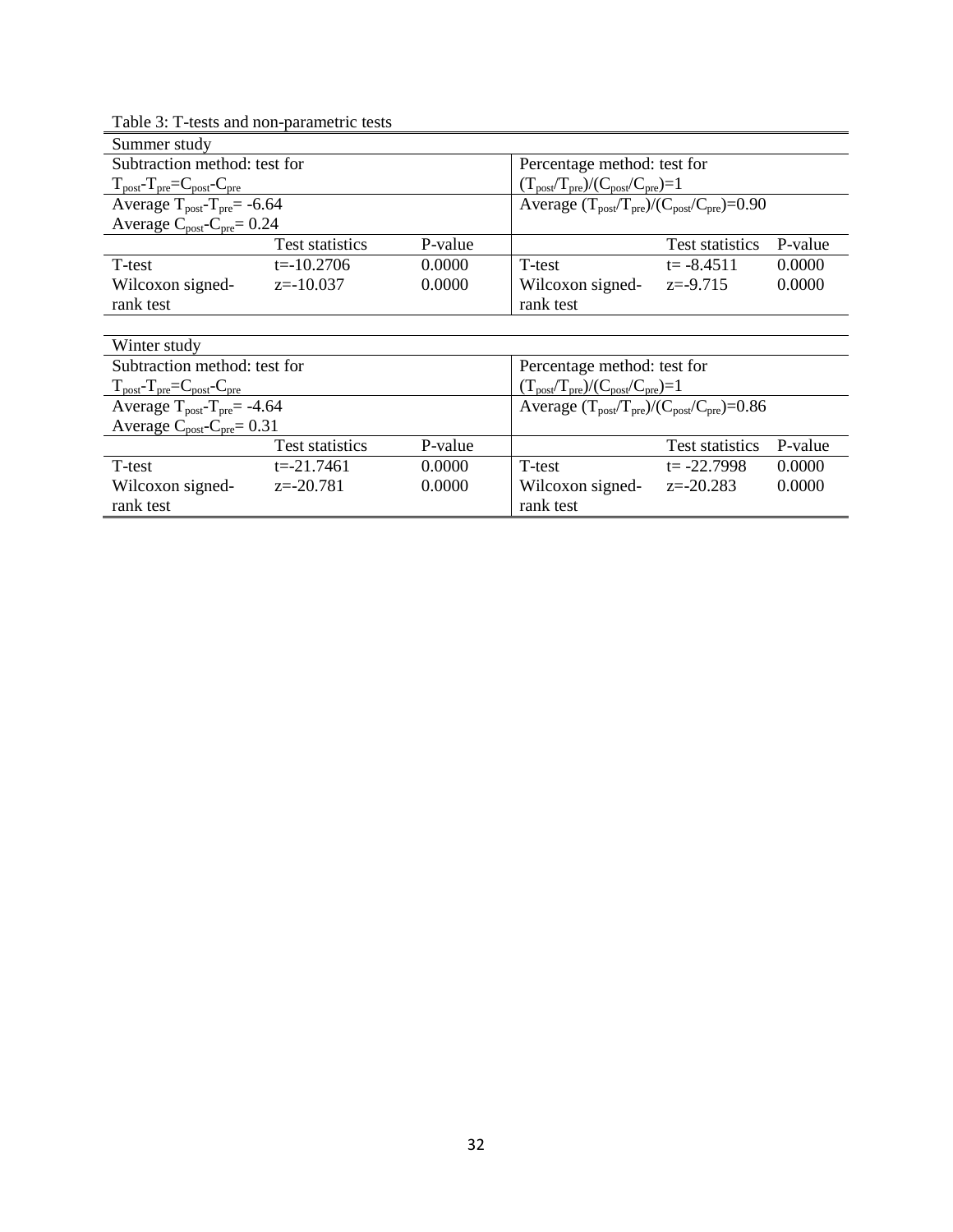Table 3: T-tests and non-parametric tests

| Summer study | | | | | |
|---|---|---|---|---|---|
| Subtraction method: test for $T_{post}$-$T_{pre}$=$C_{post}$-$C_{pre}$ | | | Percentage method: test for $(T_{post}/T_{pre})/(C_{post}/C_{pre})=1$ | | |
| Average $T_{post}$-$T_{pre}$= -6.64<br>Average $C_{post}$-$C_{pre}$= 0.24 | | | Average $(T_{post}/T_{pre})/(C_{post}/C_{pre})$=0.90 | | |
| | Test statistics | P-value | | Test statistics | P-value |
| T-test | t=-10.2706 | 0.0000 | T-test | t= -8.4511 | 0.0000 |
| Wilcoxon signed-rank test | z=-10.037 | 0.0000 | Wilcoxon signed-rank test | z=-9.715 | 0.0000 |

| Winter study | | | | | |
|---|---|---|---|---|---|
| Subtraction method: test for $T_{post}$-$T_{pre}$=$C_{post}$-$C_{pre}$ | | | Percentage method: test for $(T_{post}/T_{pre})/(C_{post}/C_{pre})=1$ | | |
| Average $T_{post}$-$T_{pre}$= -4.64<br>Average $C_{post}$-$C_{pre}$= 0.31 | | | Average $(T_{post}/T_{pre})/(C_{post}/C_{pre})$=0.86 | | |
| | Test statistics | P-value | | Test statistics | P-value |
| T-test | t=-21.7461 | 0.0000 | T-test | t= -22.7998 | 0.0000 |
| Wilcoxon signed-rank test | z=-20.781 | 0.0000 | Wilcoxon signed-rank test | z=-20.283 | 0.0000 |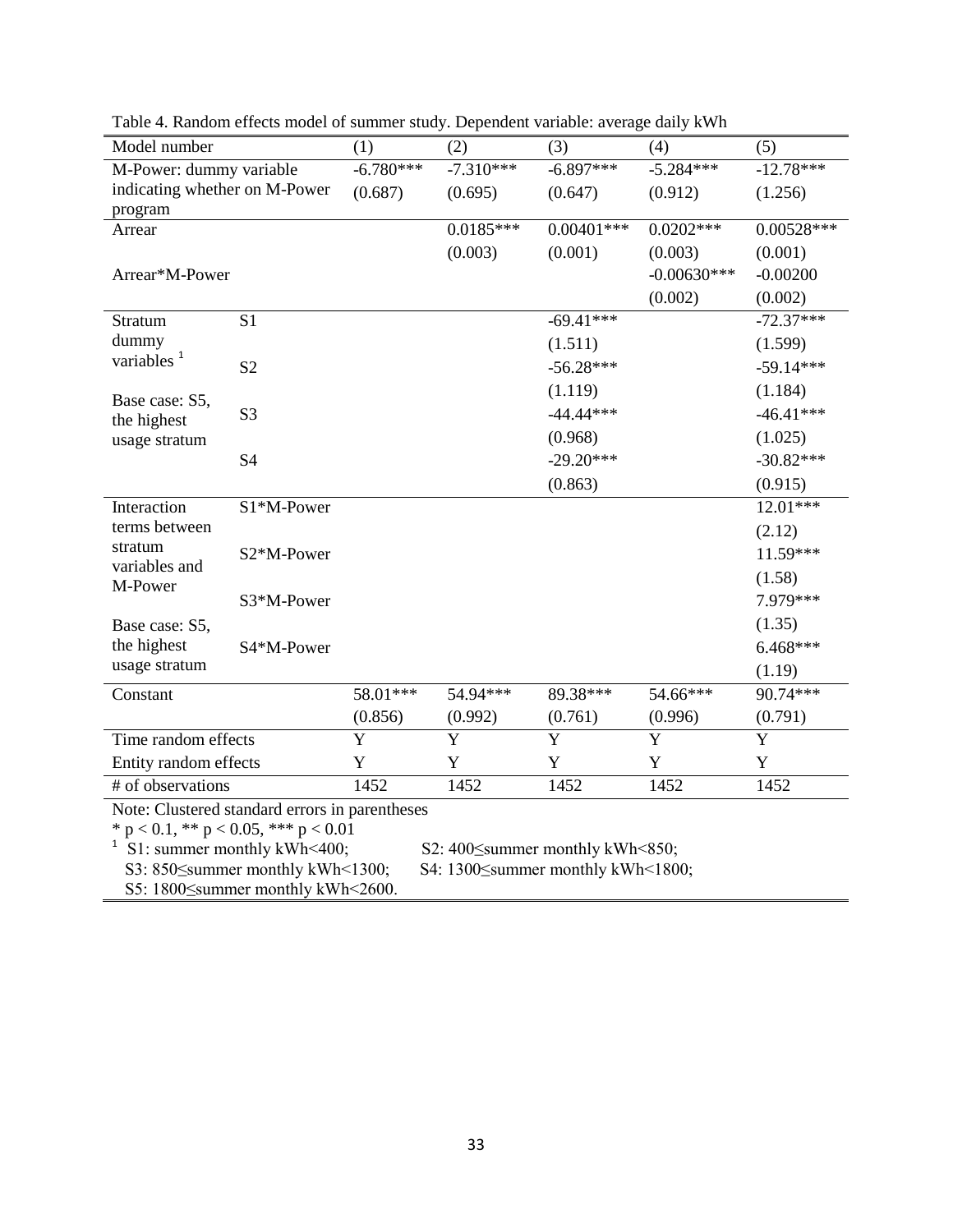Table 4. Random effects model of summer study. Dependent variable: average daily kWh

| Model number | | (1) | (2) | (3) | (4) | (5) |
|---|---|---|---|---|---|---|
| M-Power: dummy variable indicating whether on M-Power program | | -6.780*** | -7.310*** | -6.897*** | -5.284*** | -12.78*** |
| | | (0.687) | (0.695) | (0.647) | (0.912) | (1.256) |
| Arrear | | | 0.0185*** | 0.00401*** | 0.0202*** | 0.00528*** |
| | | | (0.003) | (0.001) | (0.003) | (0.001) |
| Arrear*M-Power | | | | | -0.00630*** | -0.00200 |
| | | | | | (0.002) | (0.002) |
| Stratum dummy variables [1] Base case: S5, the highest usage stratum | S1 | | | -69.41*** | | -72.37*** |
| | | | | (1.511) | | (1.599) |
| | S2 | | | -56.28*** | | -59.14*** |
| | | | | (1.119) | | (1.184) |
| | S3 | | | -44.44*** | | -46.41*** |
| | | | | (0.968) | | (1.025) |
| | S4 | | | -29.20*** | | -30.82*** |
| | | | | (0.863) | | (0.915) |
| Interaction terms between stratum variables and M-Power Base case: S5, the highest usage stratum | S1*M-Power | | | | | 12.01*** |
| | | | | | | (2.12) |
| | S2*M-Power | | | | | 11.59*** |
| | | | | | | (1.58) |
| | S3*M-Power | | | | | 7.979*** |
| | | | | | | (1.35) |
| | S4*M-Power | | | | | 6.468*** |
| | | | | | | (1.19) |
| Constant | | 58.01*** | 54.94*** | 89.38*** | 54.66*** | 90.74*** |
| | | (0.856) | (0.992) | (0.761) | (0.996) | (0.791) |
| Time random effects | | Y | Y | Y | Y | Y |
| Entity random effects | | Y | Y | Y | Y | Y |
| # of observations | | 1452 | 1452 | 1452 | 1452 | 1452 |

Note: Clustered standard errors in parentheses

* $p < 0.1$, ** $p < 0.05$, *** $p < 0.01$

[1] S1: summer monthly kWh<400; S2: 400≤summer monthly kWh<850; S3: 850≤summer monthly kWh<1300; S4: 1300≤summer monthly kWh<1800; S5: 1800≤summer monthly kWh<2600.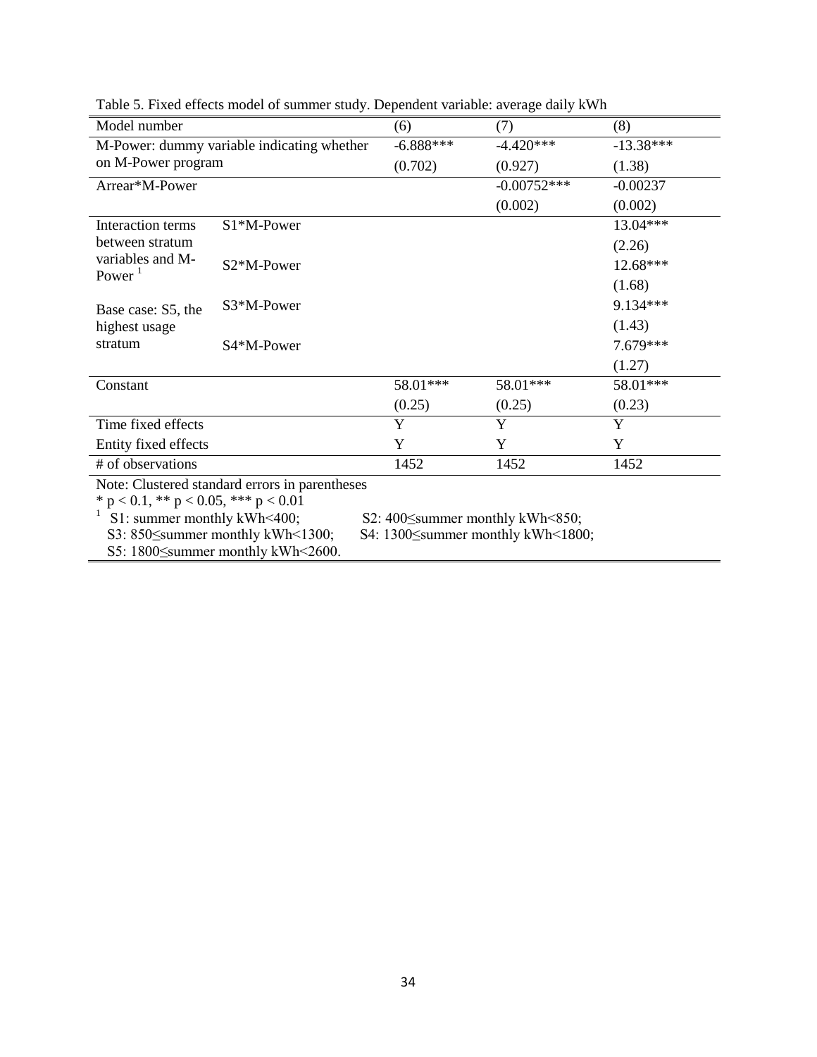Table 5. Fixed effects model of summer study. Dependent variable: average daily kWh

| Model number | | (6) | (7) | (8) |
|---|---|---|---|---|
| M-Power: dummy variable indicating whether on M-Power program | | -6.888*** | -4.420*** | -13.38*** |
| | | (0.702) | (0.927) | (1.38) |
| Arrear*M-Power | | | -0.00752*** | -0.00237 |
| | | | (0.002) | (0.002) |
| Interaction terms between stratum variables and M-Power [1] Base case: S5, the highest usage stratum | S1*M-Power | | | 13.04*** |
| | | | | (2.26) |
| | S2*M-Power | | | 12.68*** |
| | | | | (1.68) |
| | S3*M-Power | | | 9.134*** |
| | | | | (1.43) |
| | S4*M-Power | | | 7.679*** |
| | | | | (1.27) |
| Constant | | 58.01*** | 58.01*** | 58.01*** |
| | | (0.25) | (0.25) | (0.23) |
| Time fixed effects | | Y | Y | Y |
| Entity fixed effects | | Y | Y | Y |
| # of observations | | 1452 | 1452 | 1452 |

Note: Clustered standard errors in parentheses
* $p < 0.1$, ** $p < 0.05$, *** $p < 0.01$

[1] S1: summer monthly kWh<400; S2: 400≤summer monthly kWh<850; S3: 850≤summer monthly kWh<1300; S4: 1300≤summer monthly kWh<1800; S5: 1800≤summer monthly kWh<2600.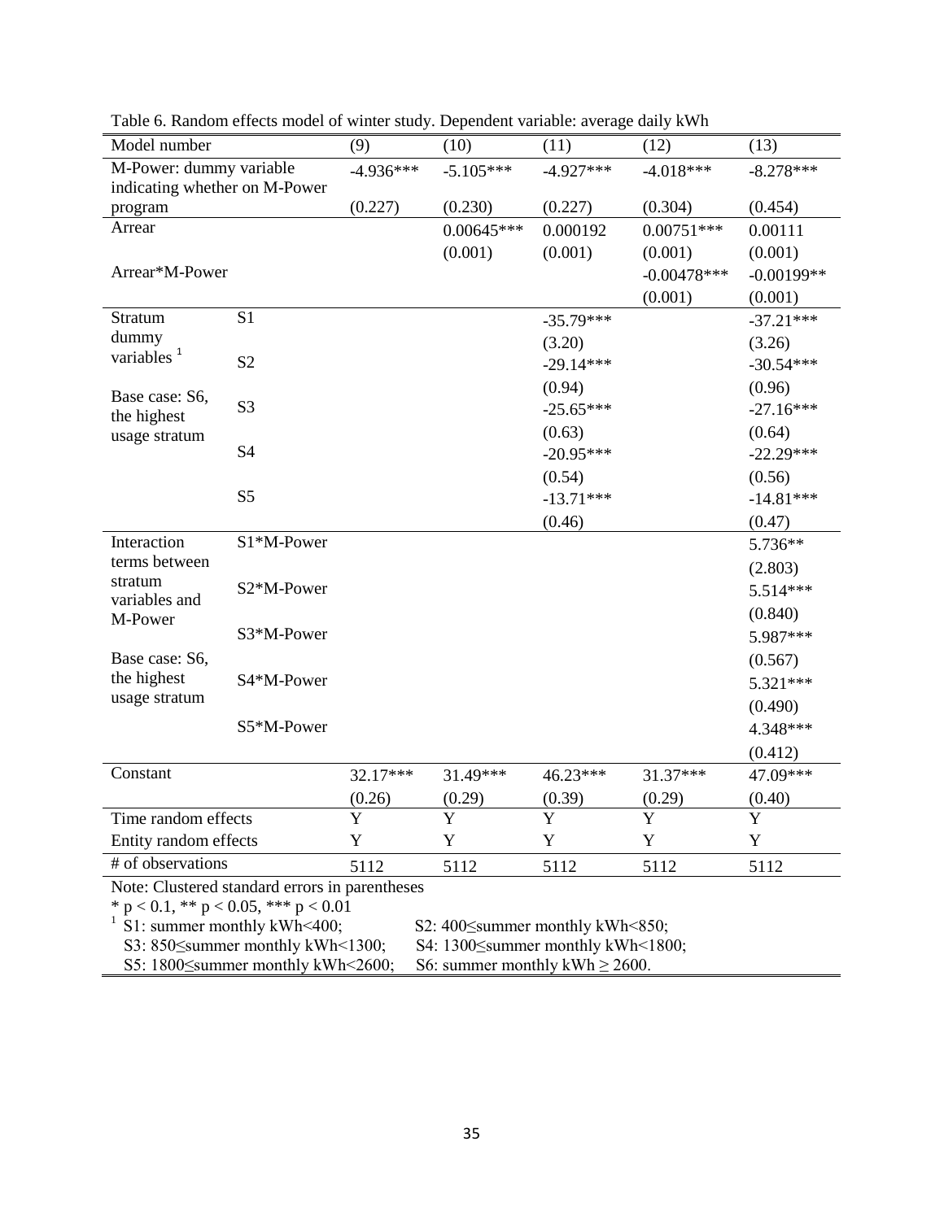Table 6. Random effects model of winter study. Dependent variable: average daily kWh

| Model number | | (9) | (10) | (11) | (12) | (13) |
|---|---|---|---|---|---|---|
| M-Power: dummy variable indicating whether on M-Power program | | -4.936*** | -5.105*** | -4.927*** | -4.018*** | -8.278*** |
| | | (0.227) | (0.230) | (0.227) | (0.304) | (0.454) |
| Arrear | | | 0.00645*** | 0.000192 | 0.00751*** | 0.00111 |
| | | | (0.001) | (0.001) | (0.001) | (0.001) |
| Arrear*M-Power | | | | | -0.00478*** | -0.00199** |
| | | | | | (0.001) | (0.001) |
| Stratum dummy variables [1] Base case: S6, the highest usage stratum | S1 | | | -35.79*** | | -37.21*** |
| | | | | (3.20) | | (3.26) |
| | S2 | | | -29.14*** | | -30.54*** |
| | | | | (0.94) | | (0.96) |
| | S3 | | | -25.65*** | | -27.16*** |
| | | | | (0.63) | | (0.64) |
| | S4 | | | -20.95*** | | -22.29*** |
| | | | | (0.54) | | (0.56) |
| | S5 | | | -13.71*** | | -14.81*** |
| | | | | (0.46) | | (0.47) |
| Interaction terms between stratum variables and M-Power Base case: S6, the highest usage stratum | S1*M-Power | | | | | 5.736** |
| | | | | | | (2.803) |
| | S2*M-Power | | | | | 5.514*** |
| | | | | | | (0.840) |
| | S3*M-Power | | | | | 5.987*** |
| | | | | | | (0.567) |
| | S4*M-Power | | | | | 5.321*** |
| | | | | | | (0.490) |
| | S5*M-Power | | | | | 4.348*** |
| | | | | | | (0.412) |
| Constant | | 32.17*** | 31.49*** | 46.23*** | 31.37*** | 47.09*** |
| | | (0.26) | (0.29) | (0.39) | (0.29) | (0.40) |
| Time random effects | | Y | Y | Y | Y | Y |
| Entity random effects | | Y | Y | Y | Y | Y |
| # of observations | | 5112 | 5112 | 5112 | 5112 | 5112 |

Note: Clustered standard errors in parentheses

\* $p < 0.1$, \*\* $p < 0.05$, \*\*\* $p < 0.01$

[1] S1: summer monthly kWh<400; S2: 400≤summer monthly kWh<850;
S3: 850≤summer monthly kWh<1300; S4: 1300≤summer monthly kWh<1800;
S5: 1800≤summer monthly kWh<2600; S6: summer monthly kWh ≥ 2600.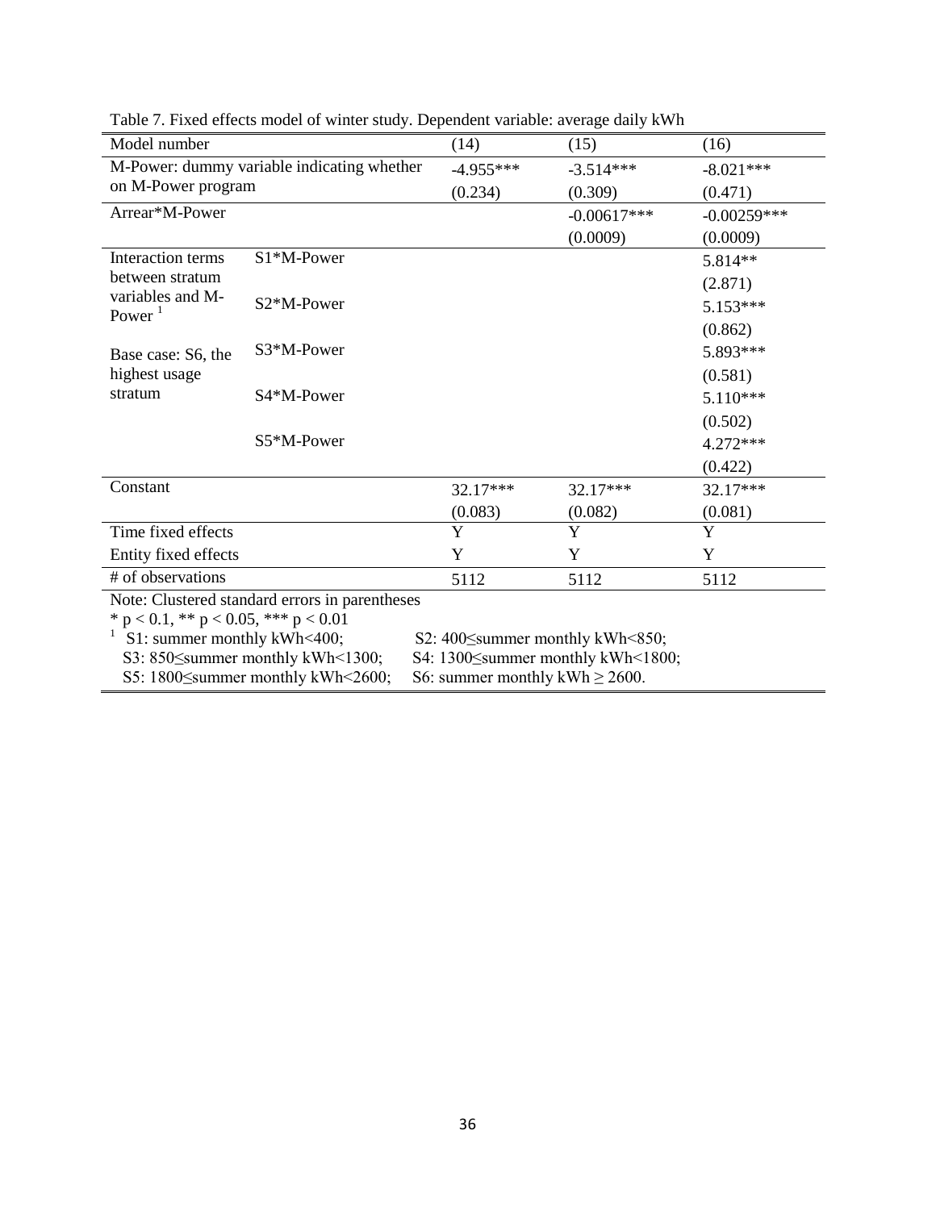Table 7. Fixed effects model of winter study. Dependent variable: average daily kWh

| Model number | | (14) | (15) | (16) |
|---|---|---|---|---|
| M-Power: dummy variable indicating whether on M-Power program | | -4.955*** | -3.514*** | -8.021*** |
| | | (0.234) | (0.309) | (0.471) |
| Arrear*M-Power | | | -0.00617*** | -0.00259*** |
| | | | (0.0009) | (0.0009) |
| Interaction terms between stratum variables and M-Power [1] | S1*M-Power | | | 5.814** |
| | | | | (2.871) |
| | S2*M-Power | | | 5.153*** |
| | | | | (0.862) |
| Base case: S6, the highest usage stratum | S3*M-Power | | | 5.893*** |
| | | | | (0.581) |
| | S4*M-Power | | | 5.110*** |
| | | | | (0.502) |
| | S5*M-Power | | | 4.272*** |
| | | | | (0.422) |
| Constant | | 32.17*** | 32.17*** | 32.17*** |
| | | (0.083) | (0.082) | (0.081) |
| Time fixed effects | | Y | Y | Y |
| Entity fixed effects | | Y | Y | Y |
| # of observations | | 5112 | 5112 | 5112 |

Note: Clustered standard errors in parentheses

* $p < 0.1$, ** $p < 0.05$, *** $p < 0.01$

[1] S1: summer monthly kWh<400; S2: 400≤summer monthly kWh<850; S3: 850≤summer monthly kWh<1300; S4: 1300≤summer monthly kWh<1800; S5: 1800≤summer monthly kWh<2600; S6: summer monthly kWh ≥ 2600.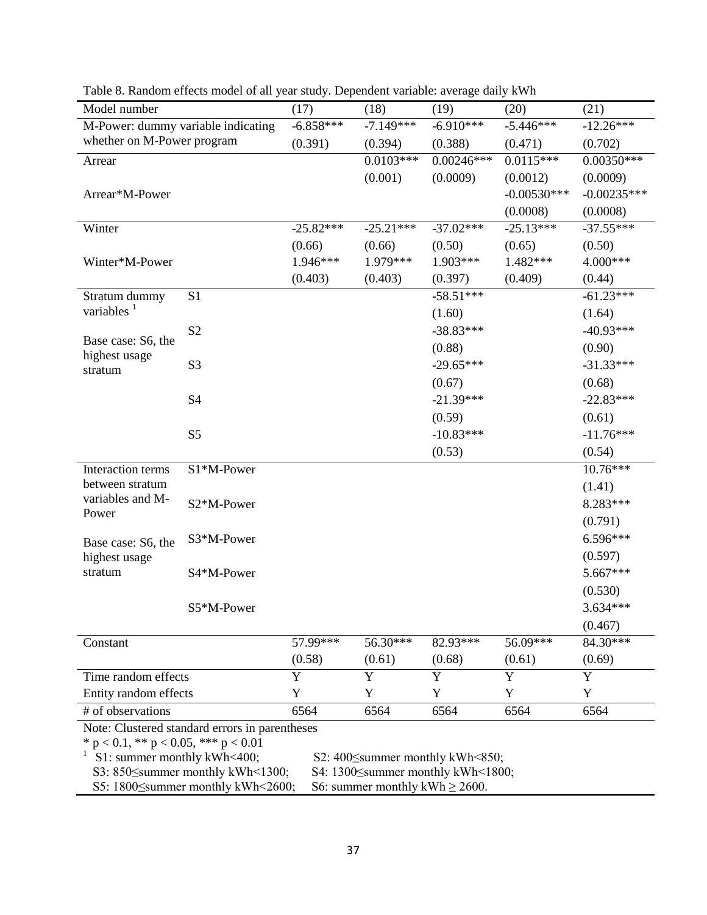Table 8. Random effects model of all year study. Dependent variable: average daily kWh

| Model number | | (17) | (18) | (19) | (20) | (21) |
|---|---|---|---|---|---|---|
| M-Power: dummy variable indicating whether on M-Power program | | -6.858*** | -7.149*** | -6.910*** | -5.446*** | -12.26*** |
| | | (0.391) | (0.394) | (0.388) | (0.471) | (0.702) |
| Arrear | | | 0.0103*** | 0.00246*** | 0.0115*** | 0.00350*** |
| | | | (0.001) | (0.0009) | (0.0012) | (0.0009) |
| Arrear*M-Power | | | | | -0.00530*** | -0.00235*** |
| | | | | | (0.0008) | (0.0008) |
| Winter | | -25.82*** | -25.21*** | -37.02*** | -25.13*** | -37.55*** |
| | | (0.66) | (0.66) | (0.50) | (0.65) | (0.50) |
| Winter*M-Power | | 1.946*** | 1.979*** | 1.903*** | 1.482*** | 4.000*** |
| | | (0.403) | (0.403) | (0.397) | (0.409) | (0.44) |
| Stratum dummy variables [1] | S1 | | | -58.51*** | | -61.23*** |
| | | | | (1.60) | | (1.64) |
| Base case: S6, the highest usage stratum | S2 | | | -38.83*** | | -40.93*** |
| | | | | (0.88) | | (0.90) |
| | S3 | | | -29.65*** | | -31.33*** |
| | | | | (0.67) | | (0.68) |
| | S4 | | | -21.39*** | | -22.83*** |
| | | | | (0.59) | | (0.61) |
| | S5 | | | -10.83*** | | -11.76*** |
| | | | | (0.53) | | (0.54) |
| Interaction terms between stratum variables and M-Power | S1*M-Power | | | | | 10.76*** |
| | | | | | | (1.41) |
| | S2*M-Power | | | | | 8.283*** |
| | | | | | | (0.791) |
| Base case: S6, the highest usage stratum | S3*M-Power | | | | | 6.596*** |
| | | | | | | (0.597) |
| | S4*M-Power | | | | | 5.667*** |
| | | | | | | (0.530) |
| | S5*M-Power | | | | | 3.634*** |
| | | | | | | (0.467) |
| Constant | | 57.99*** | 56.30*** | 82.93*** | 56.09*** | 84.30*** |
| | | (0.58) | (0.61) | (0.68) | (0.61) | (0.69) |
| Time random effects | | Y | Y | Y | Y | Y |
| Entity random effects | | Y | Y | Y | Y | Y |
| # of observations | | 6564 | 6564 | 6564 | 6564 | 6564 |

Note: Clustered standard errors in parentheses

* $p < 0.1$, ** $p < 0.05$, *** $p < 0.01$

[1] S1: summer monthly kWh<400; S2: 400≤summer monthly kWh<850; S3: 850≤summer monthly kWh<1300; S4: 1300≤summer monthly kWh<1800; S5: 1800≤summer monthly kWh<2600; S6: summer monthly kWh ≥ 2600.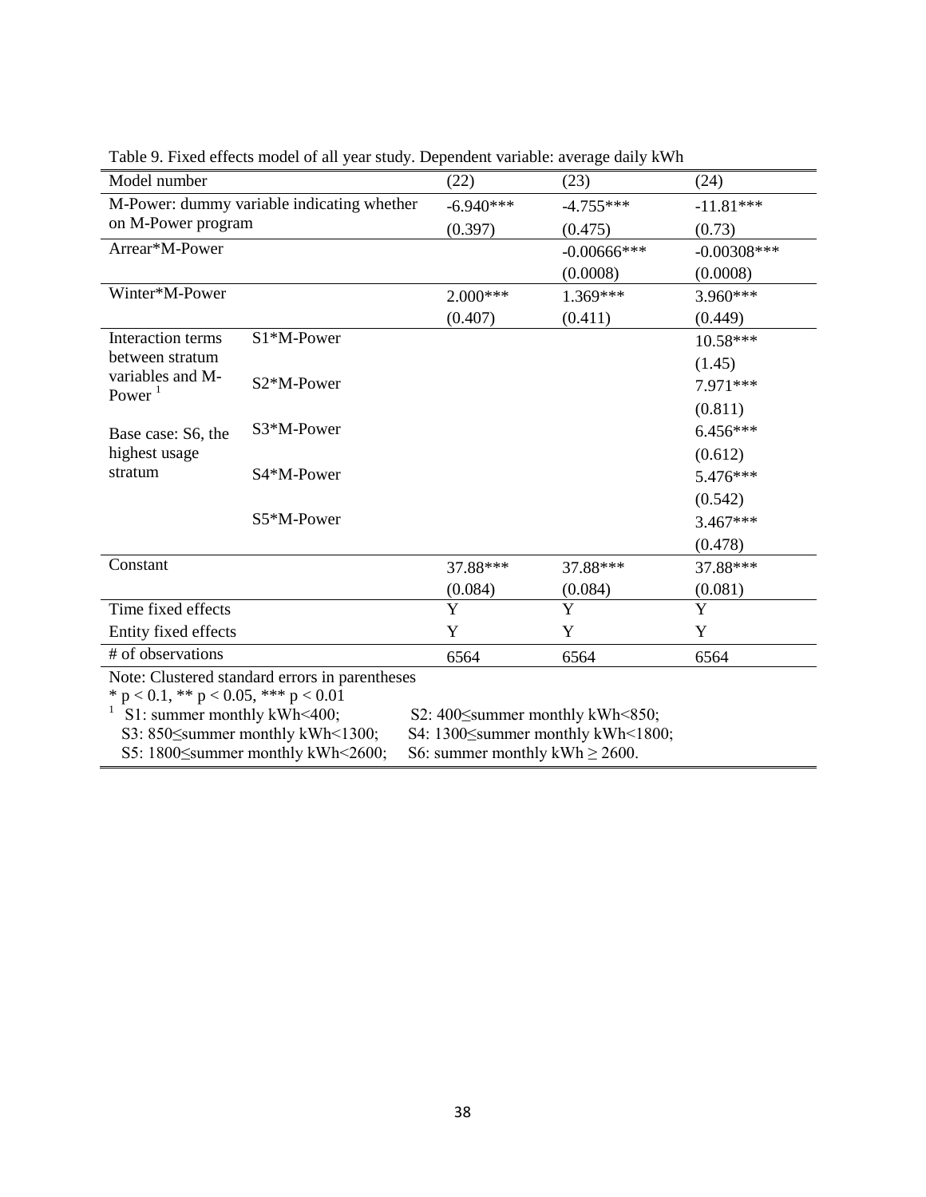Table 9. Fixed effects model of all year study. Dependent variable: average daily kWh

| Model number | | (22) | (23) | (24) |
|---|---|---|---|---|
| M-Power: dummy variable indicating whether on M-Power program | | -6.940*** | -4.755*** | -11.81*** |
| | | (0.397) | (0.475) | (0.73) |
| Arrear*M-Power | | | -0.00666*** | -0.00308*** |
| | | | (0.0008) | (0.0008) |
| Winter*M-Power | | 2.000*** | 1.369*** | 3.960*** |
| | | (0.407) | (0.411) | (0.449) |
| Interaction terms between stratum variables and M-Power [1] | S1*M-Power | | | 10.58*** |
| | | | | (1.45) |
| | S2*M-Power | | | 7.971*** |
| | | | | (0.811) |
| Base case: S6, the highest usage stratum | S3*M-Power | | | 6.456*** |
| | | | | (0.612) |
| | S4*M-Power | | | 5.476*** |
| | | | | (0.542) |
| | S5*M-Power | | | 3.467*** |
| | | | | (0.478) |
| Constant | | 37.88*** | 37.88*** | 37.88*** |
| | | (0.084) | (0.084) | (0.081) |
| Time fixed effects | | Y | Y | Y |
| Entity fixed effects | | Y | Y | Y |
| # of observations | | 6564 | 6564 | 6564 |

Note: Clustered standard errors in parentheses

* $p < 0.1$, ** $p < 0.05$, *** $p < 0.01$

[1] S1: summer monthly kWh<400; S2: 400≤summer monthly kWh<850; S3: 850≤summer monthly kWh<1300; S4: 1300≤summer monthly kWh<1800; S5: 1800≤summer monthly kWh<2600; S6: summer monthly kWh ≥ 2600.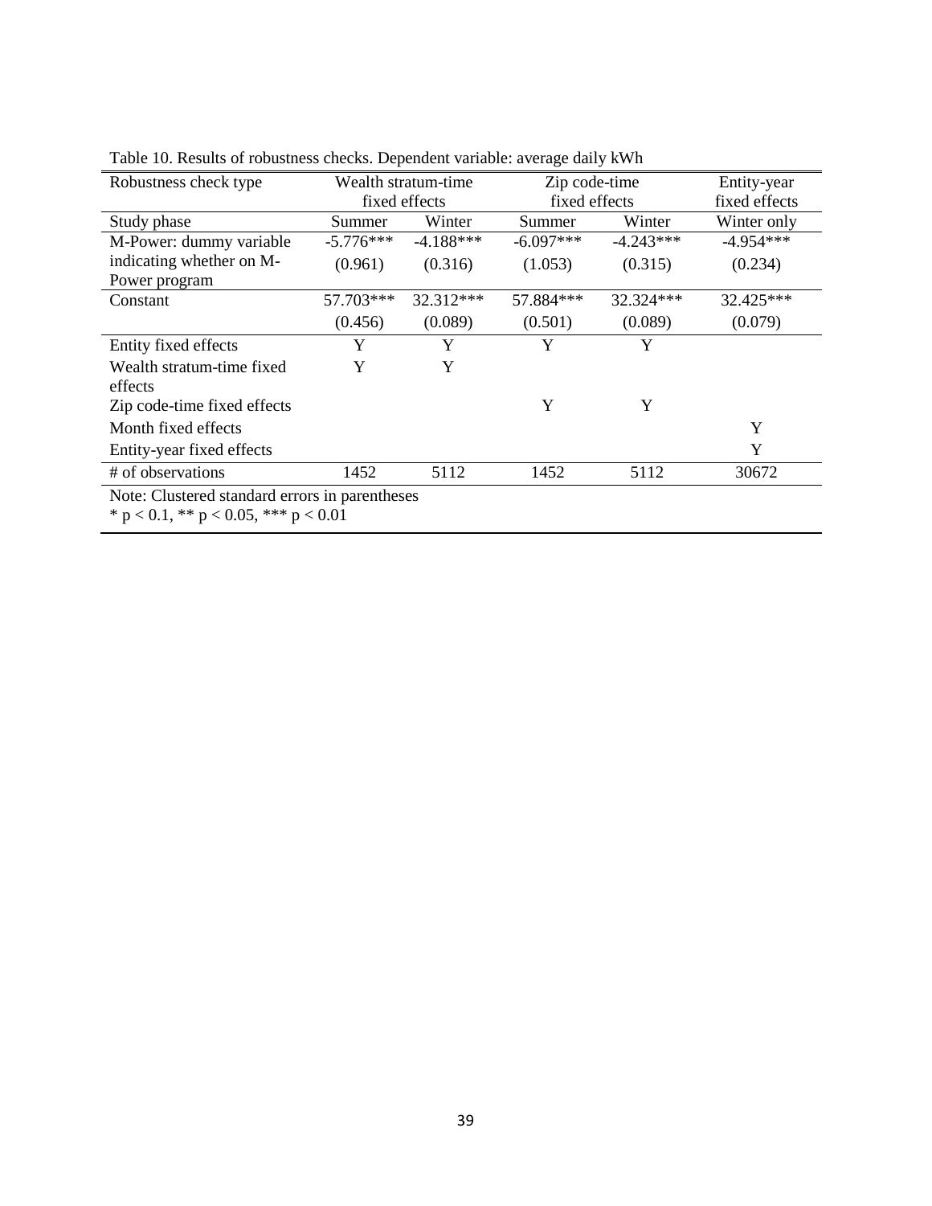Table 10. Results of robustness checks. Dependent variable: average daily kWh

| Robustness check type | Wealth stratum-time fixed effects | | Zip code-time fixed effects | | Entity-year fixed effects |
|---|---|---|---|---|---|
| Study phase | Summer | Winter | Summer | Winter | Winter only |
| M-Power: dummy variable indicating whether on M-Power program | -5.776*** | -4.188*** | -6.097*** | -4.243*** | -4.954*** |
| | (0.961) | (0.316) | (1.053) | (0.315) | (0.234) |
| Constant | 57.703*** | 32.312*** | 57.884*** | 32.324*** | 32.425*** |
| | (0.456) | (0.089) | (0.501) | (0.089) | (0.079) |
| Entity fixed effects | Y | Y | Y | Y | |
| Wealth stratum-time fixed effects | Y | Y | | | |
| Zip code-time fixed effects | | | Y | Y | |
| Month fixed effects | | | | | Y |
| Entity-year fixed effects | | | | | Y |
| # of observations | 1452 | 5112 | 1452 | 5112 | 30672 |

Note: Clustered standard errors in parentheses
* $p < 0.1$, ** $p < 0.05$, *** $p < 0.01$